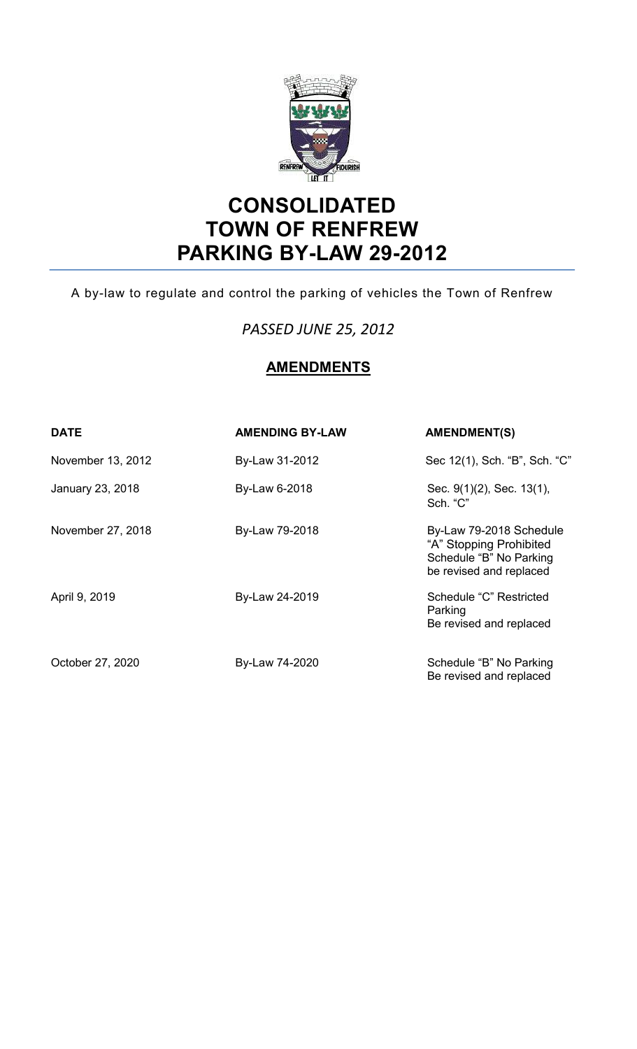# CONSOLIDATED TOWN OF RENFREW PARKING BY-LAW 29-2012

A by-law to regulate and control the parking of vehicles the Town of Renfrew

*PASSED JUNE 25, 2012*

## AMENDMENTS

| DATE | AMENDING BY-LAW | AMENDMENT(S) |
|---|---|---|
| November 13, 2012 | By-Law 31-2012 | Sec 12(1), Sch. "B", Sch. "C" |
| January 23, 2018 | By-Law 6-2018 | Sec. 9(1)(2), Sec. 13(1), Sch. "C" |
| November 27, 2018 | By-Law 79-2018 | By-Law 79-2018 Schedule "A" Stopping Prohibited Schedule "B" No Parking be revised and replaced |
| April 9, 2019 | By-Law 24-2019 | Schedule "C" Restricted Parking Be revised and replaced |
| October 27, 2020 | By-Law 74-2020 | Schedule "B" No Parking Be revised and replaced |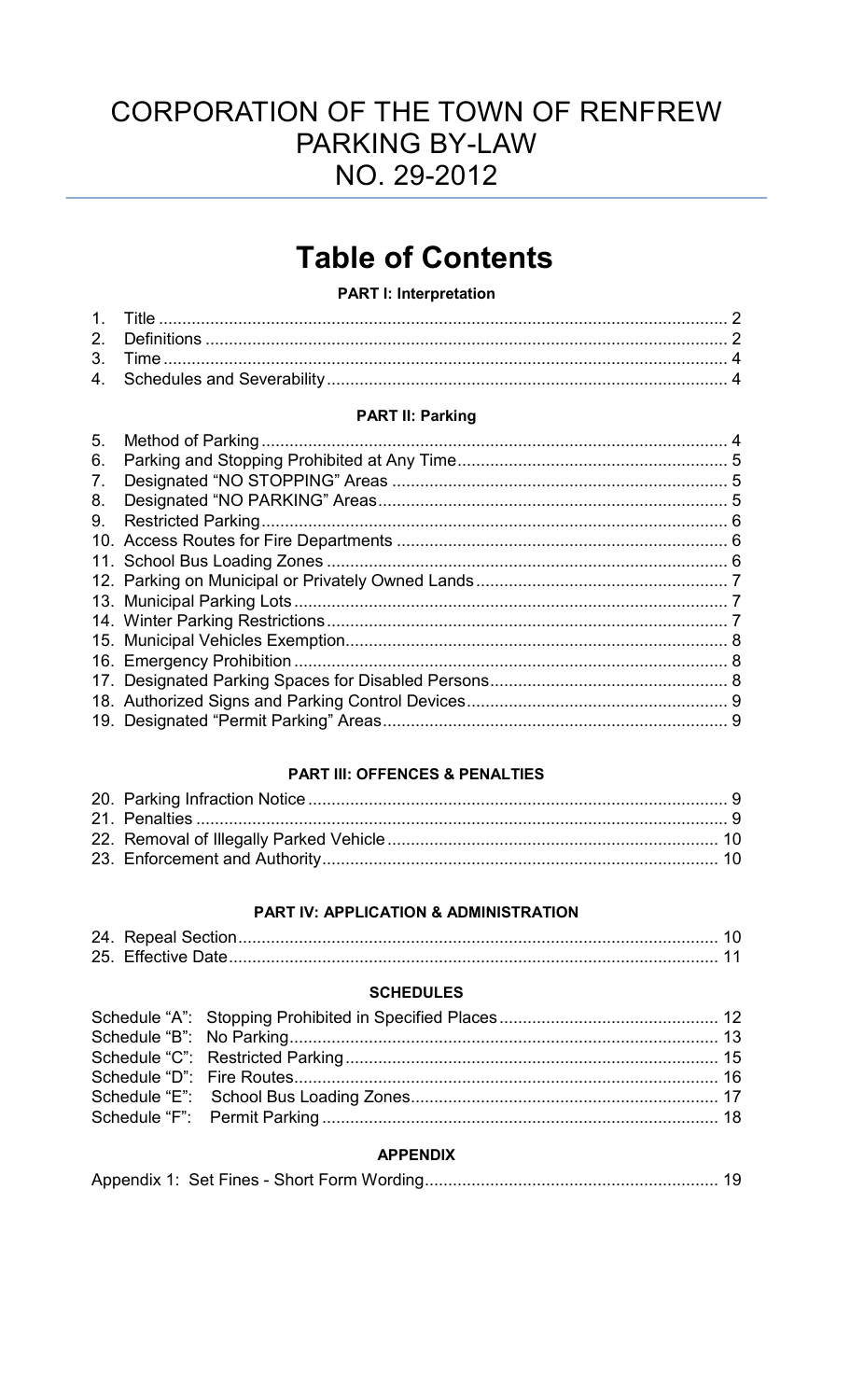# CORPORATION OF THE TOWN OF RENFREW
# PARKING BY-LAW
# NO. 29-2012

## Table of Contents

**PART I: Interpretation**

1. Title ........................................................................ 2
2. Definitions ........................................................................ 2
3. Time ........................................................................ 4
4. Schedules and Severability ........................................................................ 4

**PART II: Parking**

5. Method of Parking ........................................................................ 4
6. Parking and Stopping Prohibited at Any Time ........................................................................ 5
7. Designated "NO STOPPING" Areas ........................................................................ 5
8. Designated "NO PARKING" Areas ........................................................................ 5
9. Restricted Parking ........................................................................ 6
10. Access Routes for Fire Departments ........................................................................ 6
11. School Bus Loading Zones ........................................................................ 6
12. Parking on Municipal or Privately Owned Lands ........................................................................ 7
13. Municipal Parking Lots ........................................................................ 7
14. Winter Parking Restrictions ........................................................................ 7
15. Municipal Vehicles Exemption ........................................................................ 8
16. Emergency Prohibition ........................................................................ 8
17. Designated Parking Spaces for Disabled Persons ........................................................................ 8
18. Authorized Signs and Parking Control Devices ........................................................................ 9
19. Designated "Permit Parking" Areas ........................................................................ 9

**PART III: OFFENCES & PENALTIES**

20. Parking Infraction Notice ........................................................................ 9
21. Penalties ........................................................................ 9
22. Removal of Illegally Parked Vehicle ........................................................................ 10
23. Enforcement and Authority ........................................................................ 10

**PART IV: APPLICATION & ADMINISTRATION**

24. Repeal Section ........................................................................ 10
25. Effective Date ........................................................................ 11

**SCHEDULES**

Schedule "A": Stopping Prohibited in Specified Places ........................................................................ 12
Schedule "B": No Parking ........................................................................ 13
Schedule "C": Restricted Parking ........................................................................ 15
Schedule "D": Fire Routes ........................................................................ 16
Schedule "E": School Bus Loading Zones ........................................................................ 17
Schedule "F": Permit Parking ........................................................................ 18

**APPENDIX**

Appendix 1: Set Fines - Short Form Wording ........................................................................ 19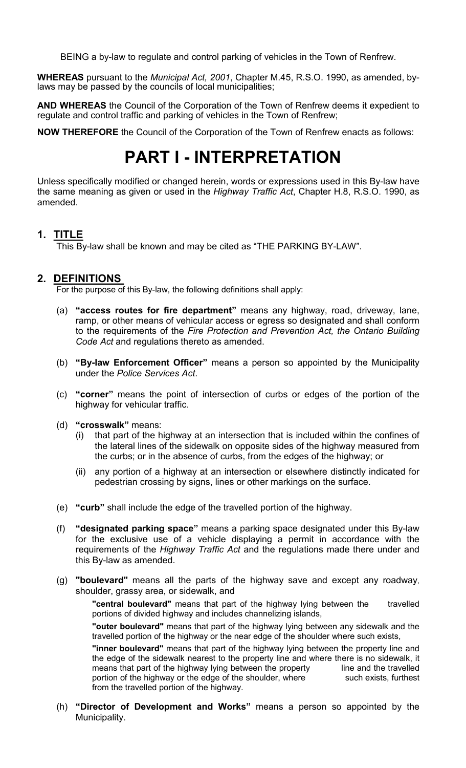BEING a by-law to regulate and control parking of vehicles in the Town of Renfrew.

**WHEREAS** pursuant to the *Municipal Act, 2001*, Chapter M.45, R.S.O. 1990, as amended, by-laws may be passed by the councils of local municipalities;

**AND WHEREAS** the Council of the Corporation of the Town of Renfrew deems it expedient to regulate and control traffic and parking of vehicles in the Town of Renfrew;

**NOW THEREFORE** the Council of the Corporation of the Town of Renfrew enacts as follows:

# PART I - INTERPRETATION

Unless specifically modified or changed herein, words or expressions used in this By-law have the same meaning as given or used in the *Highway Traffic Act*, Chapter H.8, R.S.O. 1990, as amended.

## 1. TITLE

This By-law shall be known and may be cited as "THE PARKING BY-LAW".

## 2. DEFINITIONS

For the purpose of this By-law, the following definitions shall apply:

(a) **"access routes for fire department"** means any highway, road, driveway, lane, ramp, or other means of vehicular access or egress so designated and shall conform to the requirements of the *Fire Protection and Prevention Act, the Ontario Building Code Act* and regulations thereto as amended.

(b) **"By-law Enforcement Officer"** means a person so appointed by the Municipality under the *Police Services Act*.

(c) **"corner"** means the point of intersection of curbs or edges of the portion of the highway for vehicular traffic.

(d) **"crosswalk"** means:

(i) that part of the highway at an intersection that is included within the confines of the lateral lines of the sidewalk on opposite sides of the highway measured from the curbs; or in the absence of curbs, from the edges of the highway; or

(ii) any portion of a highway at an intersection or elsewhere distinctly indicated for pedestrian crossing by signs, lines or other markings on the surface.

(e) **"curb"** shall include the edge of the travelled portion of the highway.

(f) **"designated parking space"** means a parking space designated under this By-law for the exclusive use of a vehicle displaying a permit in accordance with the requirements of the *Highway Traffic Act* and the regulations made there under and this By-law as amended.

(g) **"boulevard"** means all the parts of the highway save and except any roadway, shoulder, grassy area, or sidewalk, and

**"central boulevard"** means that part of the highway lying between the travelled portions of divided highway and includes channelizing islands,

**"outer boulevard"** means that part of the highway lying between any sidewalk and the travelled portion of the highway or the near edge of the shoulder where such exists,

**"inner boulevard"** means that part of the highway lying between the property line and the edge of the sidewalk nearest to the property line and where there is no sidewalk, it means that part of the highway lying between the property line and the travelled portion of the highway or the edge of the shoulder, where such exists, furthest from the travelled portion of the highway.

(h) **"Director of Development and Works"** means a person so appointed by the Municipality.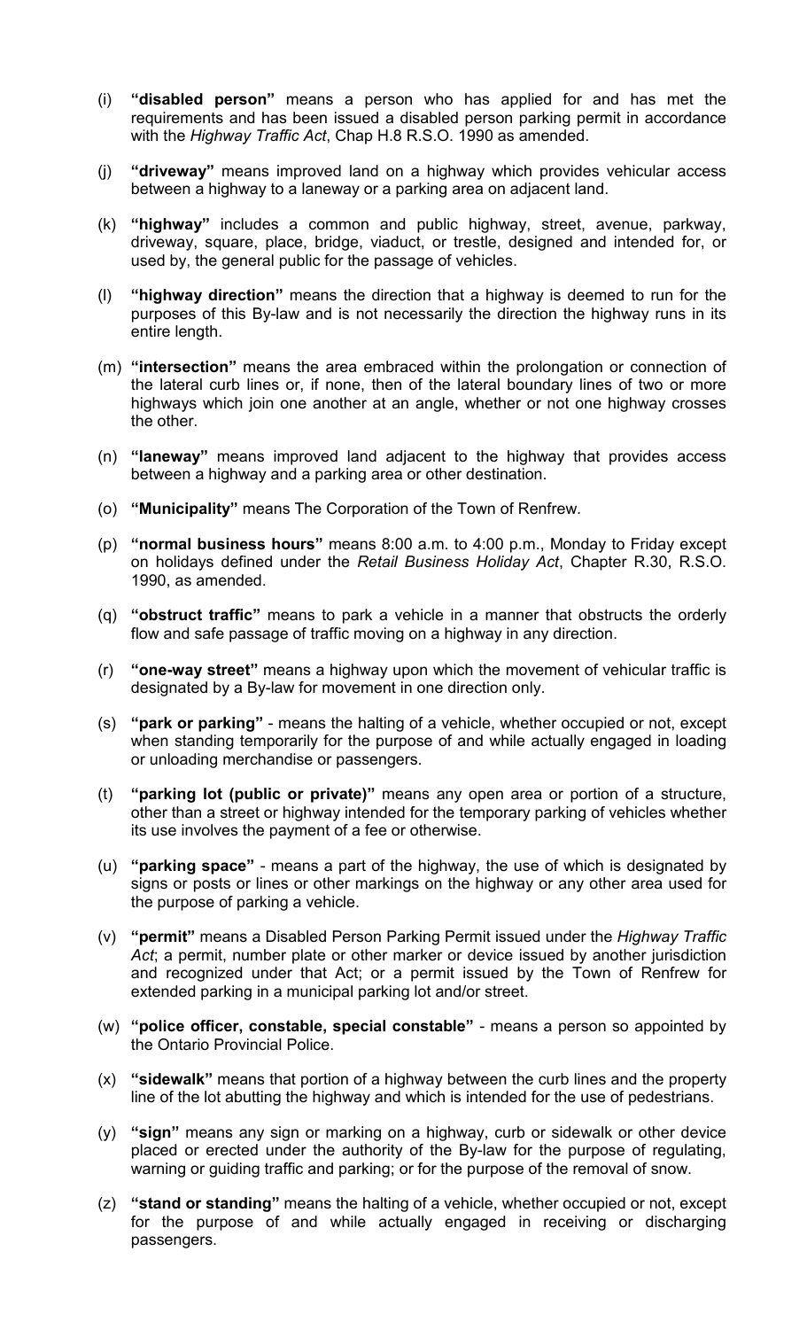(i) **"disabled person"** means a person who has applied for and has met the requirements and has been issued a disabled person parking permit in accordance with the *Highway Traffic Act*, Chap H.8 R.S.O. 1990 as amended.

(j) **"driveway"** means improved land on a highway which provides vehicular access between a highway to a laneway or a parking area on adjacent land.

(k) **"highway"** includes a common and public highway, street, avenue, parkway, driveway, square, place, bridge, viaduct, or trestle, designed and intended for, or used by, the general public for the passage of vehicles.

(l) **"highway direction"** means the direction that a highway is deemed to run for the purposes of this By-law and is not necessarily the direction the highway runs in its entire length.

(m) **"intersection"** means the area embraced within the prolongation or connection of the lateral curb lines or, if none, then of the lateral boundary lines of two or more highways which join one another at an angle, whether or not one highway crosses the other.

(n) **"laneway"** means improved land adjacent to the highway that provides access between a highway and a parking area or other destination.

(o) **"Municipality"** means The Corporation of the Town of Renfrew.

(p) **"normal business hours"** means 8:00 a.m. to 4:00 p.m., Monday to Friday except on holidays defined under the *Retail Business Holiday Act*, Chapter R.30, R.S.O. 1990, as amended.

(q) **"obstruct traffic"** means to park a vehicle in a manner that obstructs the orderly flow and safe passage of traffic moving on a highway in any direction.

(r) **"one-way street"** means a highway upon which the movement of vehicular traffic is designated by a By-law for movement in one direction only.

(s) **"park or parking"** - means the halting of a vehicle, whether occupied or not, except when standing temporarily for the purpose of and while actually engaged in loading or unloading merchandise or passengers.

(t) **"parking lot (public or private)"** means any open area or portion of a structure, other than a street or highway intended for the temporary parking of vehicles whether its use involves the payment of a fee or otherwise.

(u) **"parking space"** - means a part of the highway, the use of which is designated by signs or posts or lines or other markings on the highway or any other area used for the purpose of parking a vehicle.

(v) **"permit"** means a Disabled Person Parking Permit issued under the *Highway Traffic Act*; a permit, number plate or other marker or device issued by another jurisdiction and recognized under that Act; or a permit issued by the Town of Renfrew for extended parking in a municipal parking lot and/or street.

(w) **"police officer, constable, special constable"** - means a person so appointed by the Ontario Provincial Police.

(x) **"sidewalk"** means that portion of a highway between the curb lines and the property line of the lot abutting the highway and which is intended for the use of pedestrians.

(y) **"sign"** means any sign or marking on a highway, curb or sidewalk or other device placed or erected under the authority of the By-law for the purpose of regulating, warning or guiding traffic and parking; or for the purpose of the removal of snow.

(z) **"stand or standing"** means the halting of a vehicle, whether occupied or not, except for the purpose of and while actually engaged in receiving or discharging passengers.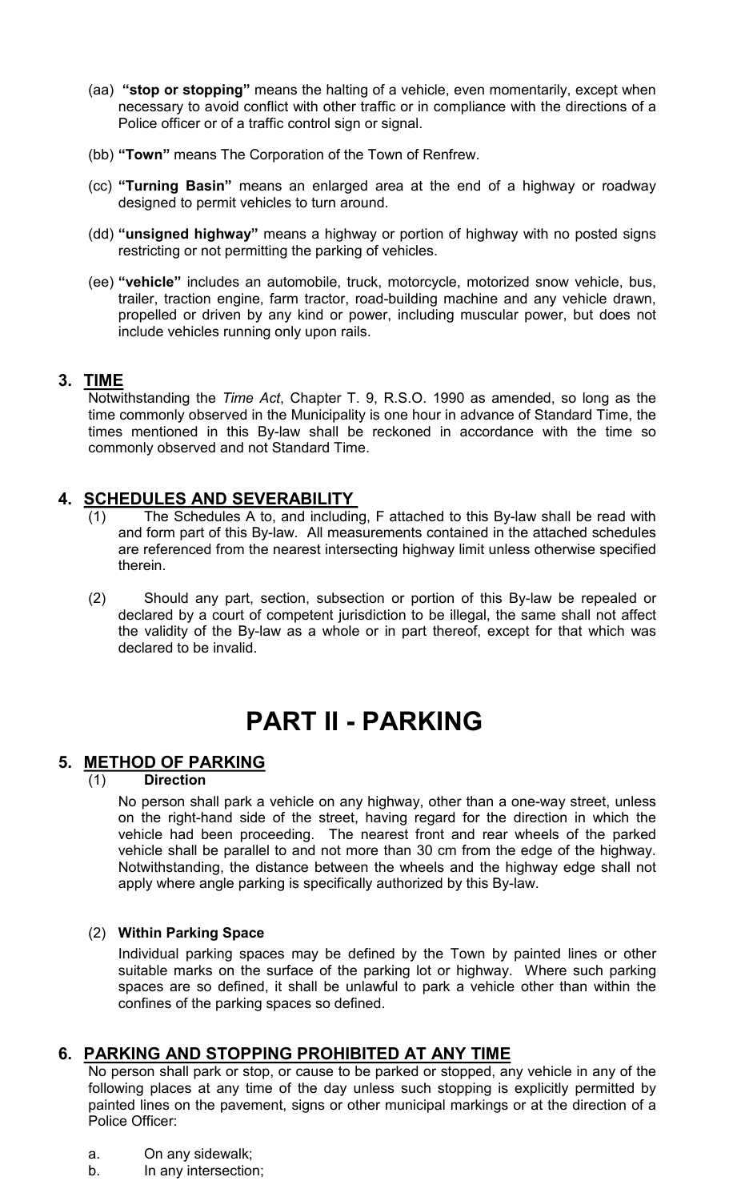(aa) **"stop or stopping"** means the halting of a vehicle, even momentarily, except when necessary to avoid conflict with other traffic or in compliance with the directions of a Police officer or of a traffic control sign or signal.

(bb) **"Town"** means The Corporation of the Town of Renfrew.

(cc) **"Turning Basin"** means an enlarged area at the end of a highway or roadway designed to permit vehicles to turn around.

(dd) **"unsigned highway"** means a highway or portion of highway with no posted signs restricting or not permitting the parking of vehicles.

(ee) **"vehicle"** includes an automobile, truck, motorcycle, motorized snow vehicle, bus, trailer, traction engine, farm tractor, road-building machine and any vehicle drawn, propelled or driven by any kind or power, including muscular power, but does not include vehicles running only upon rails.

## 3. TIME

Notwithstanding the *Time Act*, Chapter T. 9, R.S.O. 1990 as amended, so long as the time commonly observed in the Municipality is one hour in advance of Standard Time, the times mentioned in this By-law shall be reckoned in accordance with the time so commonly observed and not Standard Time.

## 4. SCHEDULES AND SEVERABILITY

(1) The Schedules A to, and including, F attached to this By-law shall be read with and form part of this By-law. All measurements contained in the attached schedules are referenced from the nearest intersecting highway limit unless otherwise specified therein.

(2) Should any part, section, subsection or portion of this By-law be repealed or declared by a court of competent jurisdiction to be illegal, the same shall not affect the validity of the By-law as a whole or in part thereof, except for that which was declared to be invalid.

# PART II - PARKING

## 5. METHOD OF PARKING

(1) **Direction**

No person shall park a vehicle on any highway, other than a one-way street, unless on the right-hand side of the street, having regard for the direction in which the vehicle had been proceeding. The nearest front and rear wheels of the parked vehicle shall be parallel to and not more than 30 cm from the edge of the highway. Notwithstanding, the distance between the wheels and the highway edge shall not apply where angle parking is specifically authorized by this By-law.

(2) **Within Parking Space**

Individual parking spaces may be defined by the Town by painted lines or other suitable marks on the surface of the parking lot or highway. Where such parking spaces are so defined, it shall be unlawful to park a vehicle other than within the confines of the parking spaces so defined.

## 6. PARKING AND STOPPING PROHIBITED AT ANY TIME

No person shall park or stop, or cause to be parked or stopped, any vehicle in any of the following places at any time of the day unless such stopping is explicitly permitted by painted lines on the pavement, signs or other municipal markings or at the direction of a Police Officer:

a. On any sidewalk;
b. In any intersection;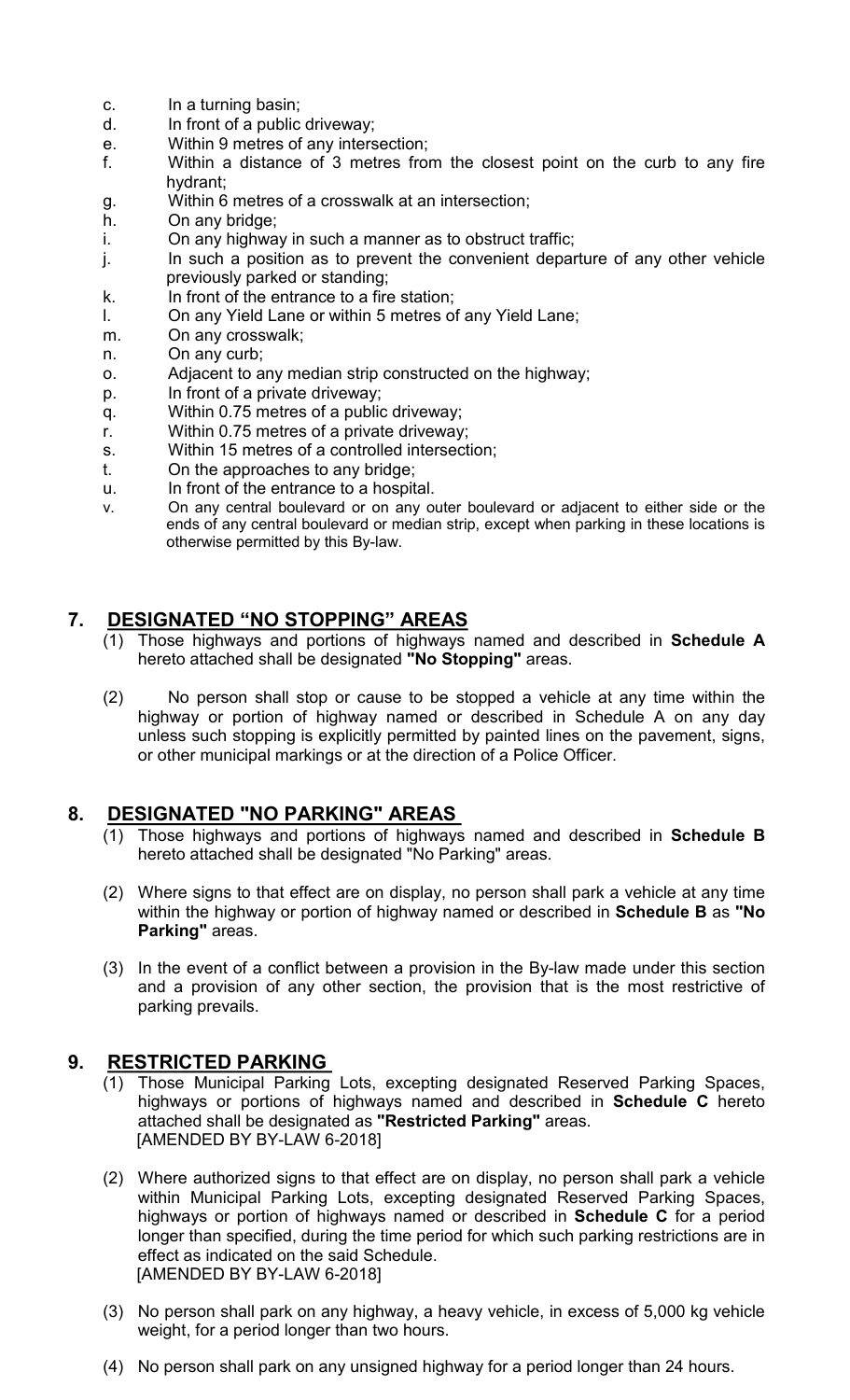c. In a turning basin;
d. In front of a public driveway;
e. Within 9 metres of any intersection;
f. Within a distance of 3 metres from the closest point on the curb to any fire hydrant;
g. Within 6 metres of a crosswalk at an intersection;
h. On any bridge;
i. On any highway in such a manner as to obstruct traffic;
j. In such a position as to prevent the convenient departure of any other vehicle previously parked or standing;
k. In front of the entrance to a fire station;
l. On any Yield Lane or within 5 metres of any Yield Lane;
m. On any crosswalk;
n. On any curb;
o. Adjacent to any median strip constructed on the highway;
p. In front of a private driveway;
q. Within 0.75 metres of a public driveway;
r. Within 0.75 metres of a private driveway;
s. Within 15 metres of a controlled intersection;
t. On the approaches to any bridge;
u. In front of the entrance to a hospital.
v. On any central boulevard or on any outer boulevard or adjacent to either side or the ends of any central boulevard or median strip, except when parking in these locations is otherwise permitted by this By-law.

## 7. DESIGNATED "NO STOPPING" AREAS

(1) Those highways and portions of highways named and described in **Schedule A** hereto attached shall be designated **"No Stopping"** areas.

(2) No person shall stop or cause to be stopped a vehicle at any time within the highway or portion of highway named or described in Schedule A on any day unless such stopping is explicitly permitted by painted lines on the pavement, signs, or other municipal markings or at the direction of a Police Officer.

## 8. DESIGNATED "NO PARKING" AREAS

(1) Those highways and portions of highways named and described in **Schedule B** hereto attached shall be designated "No Parking" areas.

(2) Where signs to that effect are on display, no person shall park a vehicle at any time within the highway or portion of highway named or described in **Schedule B** as **"No Parking"** areas.

(3) In the event of a conflict between a provision in the By-law made under this section and a provision of any other section, the provision that is the most restrictive of parking prevails.

## 9. RESTRICTED PARKING

(1) Those Municipal Parking Lots, excepting designated Reserved Parking Spaces, highways or portions of highways named and described in **Schedule C** hereto attached shall be designated as **"Restricted Parking"** areas.
[AMENDED BY BY-LAW 6-2018]

(2) Where authorized signs to that effect are on display, no person shall park a vehicle within Municipal Parking Lots, excepting designated Reserved Parking Spaces, highways or portion of highways named or described in **Schedule C** for a period longer than specified, during the time period for which such parking restrictions are in effect as indicated on the said Schedule.
[AMENDED BY BY-LAW 6-2018]

(3) No person shall park on any highway, a heavy vehicle, in excess of 5,000 kg vehicle weight, for a period longer than two hours.

(4) No person shall park on any unsigned highway for a period longer than 24 hours.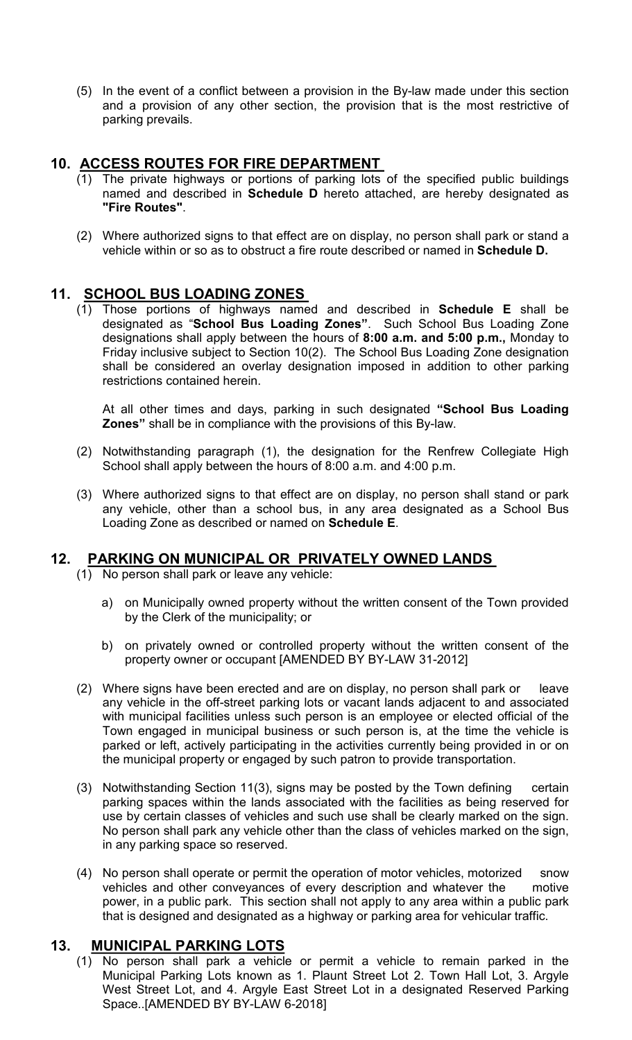(5) In the event of a conflict between a provision in the By-law made under this section and a provision of any other section, the provision that is the most restrictive of parking prevails.

## 10. ACCESS ROUTES FOR FIRE DEPARTMENT

(1) The private highways or portions of parking lots of the specified public buildings named and described in **Schedule D** hereto attached, are hereby designated as **"Fire Routes"**.

(2) Where authorized signs to that effect are on display, no person shall park or stand a vehicle within or so as to obstruct a fire route described or named in **Schedule D.**

## 11. SCHOOL BUS LOADING ZONES

(1) Those portions of highways named and described in **Schedule E** shall be designated as "**School Bus Loading Zones"**. Such School Bus Loading Zone designations shall apply between the hours of **8:00 a.m. and 5:00 p.m.,** Monday to Friday inclusive subject to Section 10(2). The School Bus Loading Zone designation shall be considered an overlay designation imposed in addition to other parking restrictions contained herein.

At all other times and days, parking in such designated **"School Bus Loading Zones"** shall be in compliance with the provisions of this By-law.

(2) Notwithstanding paragraph (1), the designation for the Renfrew Collegiate High School shall apply between the hours of 8:00 a.m. and 4:00 p.m.

(3) Where authorized signs to that effect are on display, no person shall stand or park any vehicle, other than a school bus, in any area designated as a School Bus Loading Zone as described or named on **Schedule E**.

## 12. PARKING ON MUNICIPAL OR PRIVATELY OWNED LANDS

(1) No person shall park or leave any vehicle:

a) on Municipally owned property without the written consent of the Town provided by the Clerk of the municipality; or

b) on privately owned or controlled property without the written consent of the property owner or occupant [AMENDED BY BY-LAW 31-2012]

(2) Where signs have been erected and are on display, no person shall park or leave any vehicle in the off-street parking lots or vacant lands adjacent to and associated with municipal facilities unless such person is an employee or elected official of the Town engaged in municipal business or such person is, at the time the vehicle is parked or left, actively participating in the activities currently being provided in or on the municipal property or engaged by such patron to provide transportation.

(3) Notwithstanding Section 11(3), signs may be posted by the Town defining certain parking spaces within the lands associated with the facilities as being reserved for use by certain classes of vehicles and such use shall be clearly marked on the sign. No person shall park any vehicle other than the class of vehicles marked on the sign, in any parking space so reserved.

(4) No person shall operate or permit the operation of motor vehicles, motorized snow vehicles and other conveyances of every description and whatever the motive power, in a public park. This section shall not apply to any area within a public park that is designed and designated as a highway or parking area for vehicular traffic.

## 13. MUNICIPAL PARKING LOTS

(1) No person shall park a vehicle or permit a vehicle to remain parked in the Municipal Parking Lots known as 1. Plaunt Street Lot 2. Town Hall Lot, 3. Argyle West Street Lot, and 4. Argyle East Street Lot in a designated Reserved Parking Space..[AMENDED BY BY-LAW 6-2018]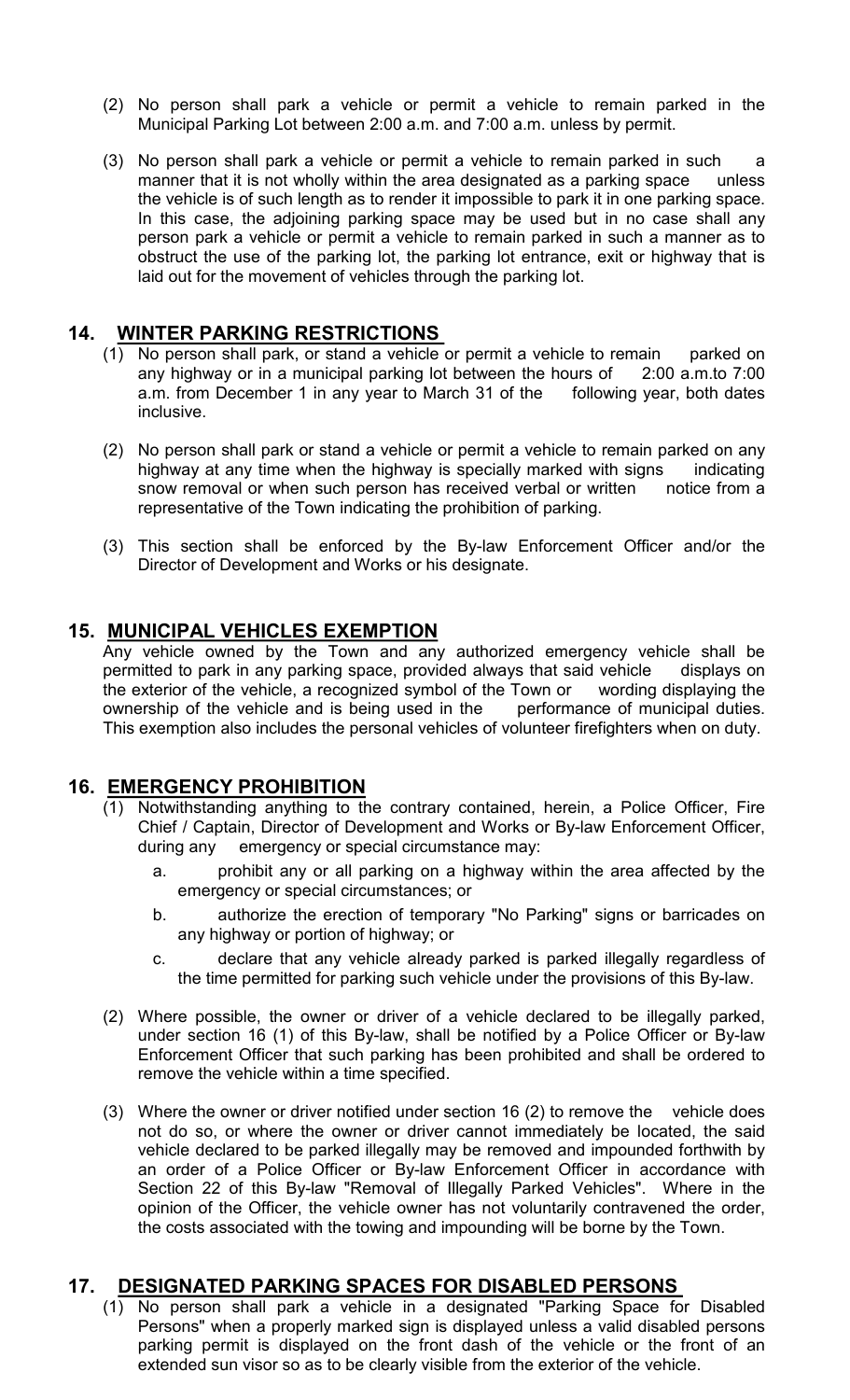(2) No person shall park a vehicle or permit a vehicle to remain parked in the Municipal Parking Lot between 2:00 a.m. and 7:00 a.m. unless by permit.

(3) No person shall park a vehicle or permit a vehicle to remain parked in such a manner that it is not wholly within the area designated as a parking space unless the vehicle is of such length as to render it impossible to park it in one parking space. In this case, the adjoining parking space may be used but in no case shall any person park a vehicle or permit a vehicle to remain parked in such a manner as to obstruct the use of the parking lot, the parking lot entrance, exit or highway that is laid out for the movement of vehicles through the parking lot.

## 14. WINTER PARKING RESTRICTIONS

(1) No person shall park, or stand a vehicle or permit a vehicle to remain parked on any highway or in a municipal parking lot between the hours of 2:00 a.m.to 7:00 a.m. from December 1 in any year to March 31 of the following year, both dates inclusive.

(2) No person shall park or stand a vehicle or permit a vehicle to remain parked on any highway at any time when the highway is specially marked with signs indicating snow removal or when such person has received verbal or written notice from a representative of the Town indicating the prohibition of parking.

(3) This section shall be enforced by the By-law Enforcement Officer and/or the Director of Development and Works or his designate.

## 15. MUNICIPAL VEHICLES EXEMPTION

Any vehicle owned by the Town and any authorized emergency vehicle shall be permitted to park in any parking space, provided always that said vehicle displays on the exterior of the vehicle, a recognized symbol of the Town or wording displaying the ownership of the vehicle and is being used in the performance of municipal duties. This exemption also includes the personal vehicles of volunteer firefighters when on duty.

## 16. EMERGENCY PROHIBITION

(1) Notwithstanding anything to the contrary contained, herein, a Police Officer, Fire Chief / Captain, Director of Development and Works or By-law Enforcement Officer, during any emergency or special circumstance may:

a. prohibit any or all parking on a highway within the area affected by the emergency or special circumstances; or

b. authorize the erection of temporary "No Parking" signs or barricades on any highway or portion of highway; or

c. declare that any vehicle already parked is parked illegally regardless of the time permitted for parking such vehicle under the provisions of this By-law.

(2) Where possible, the owner or driver of a vehicle declared to be illegally parked, under section 16 (1) of this By-law, shall be notified by a Police Officer or By-law Enforcement Officer that such parking has been prohibited and shall be ordered to remove the vehicle within a time specified.

(3) Where the owner or driver notified under section 16 (2) to remove the vehicle does not do so, or where the owner or driver cannot immediately be located, the said vehicle declared to be parked illegally may be removed and impounded forthwith by an order of a Police Officer or By-law Enforcement Officer in accordance with Section 22 of this By-law "Removal of Illegally Parked Vehicles". Where in the opinion of the Officer, the vehicle owner has not voluntarily contravened the order, the costs associated with the towing and impounding will be borne by the Town.

## 17. DESIGNATED PARKING SPACES FOR DISABLED PERSONS

(1) No person shall park a vehicle in a designated "Parking Space for Disabled Persons" when a properly marked sign is displayed unless a valid disabled persons parking permit is displayed on the front dash of the vehicle or the front of an extended sun visor so as to be clearly visible from the exterior of the vehicle.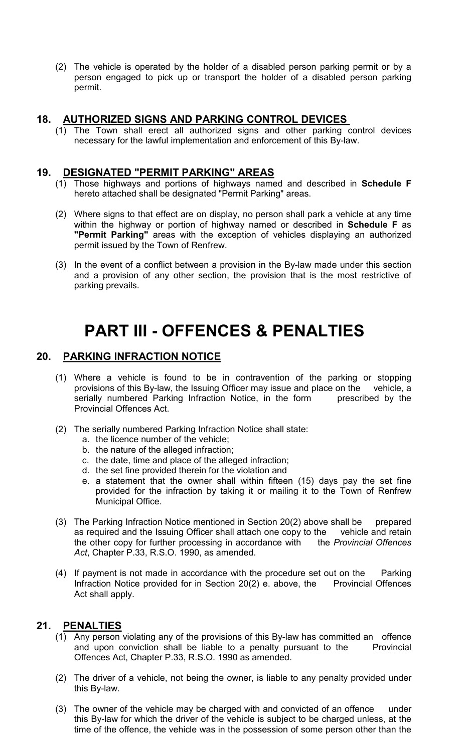(2) The vehicle is operated by the holder of a disabled person parking permit or by a person engaged to pick up or transport the holder of a disabled person parking permit.

## 18. AUTHORIZED SIGNS AND PARKING CONTROL DEVICES

(1) The Town shall erect all authorized signs and other parking control devices necessary for the lawful implementation and enforcement of this By-law.

## 19. DESIGNATED "PERMIT PARKING" AREAS

(1) Those highways and portions of highways named and described in **Schedule F** hereto attached shall be designated "Permit Parking" areas.

(2) Where signs to that effect are on display, no person shall park a vehicle at any time within the highway or portion of highway named or described in **Schedule F** as **"Permit Parking"** areas with the exception of vehicles displaying an authorized permit issued by the Town of Renfrew.

(3) In the event of a conflict between a provision in the By-law made under this section and a provision of any other section, the provision that is the most restrictive of parking prevails.

# PART III - OFFENCES & PENALTIES

## 20. PARKING INFRACTION NOTICE

(1) Where a vehicle is found to be in contravention of the parking or stopping provisions of this By-law, the Issuing Officer may issue and place on the vehicle, a serially numbered Parking Infraction Notice, in the form prescribed by the Provincial Offences Act.

(2) The serially numbered Parking Infraction Notice shall state:

a. the licence number of the vehicle;
b. the nature of the alleged infraction;
c. the date, time and place of the alleged infraction;
d. the set fine provided therein for the violation and
e. a statement that the owner shall within fifteen (15) days pay the set fine provided for the infraction by taking it or mailing it to the Town of Renfrew Municipal Office.

(3) The Parking Infraction Notice mentioned in Section 20(2) above shall be prepared as required and the Issuing Officer shall attach one copy to the vehicle and retain the other copy for further processing in accordance with the *Provincial Offences Act*, Chapter P.33, R.S.O. 1990, as amended.

(4) If payment is not made in accordance with the procedure set out on the Parking Infraction Notice provided for in Section 20(2) e. above, the Provincial Offences Act shall apply.

## 21. PENALTIES

(1) Any person violating any of the provisions of this By-law has committed an offence and upon conviction shall be liable to a penalty pursuant to the Provincial Offences Act, Chapter P.33, R.S.O. 1990 as amended.

(2) The driver of a vehicle, not being the owner, is liable to any penalty provided under this By-law.

(3) The owner of the vehicle may be charged with and convicted of an offence under this By-law for which the driver of the vehicle is subject to be charged unless, at the time of the offence, the vehicle was in the possession of some person other than the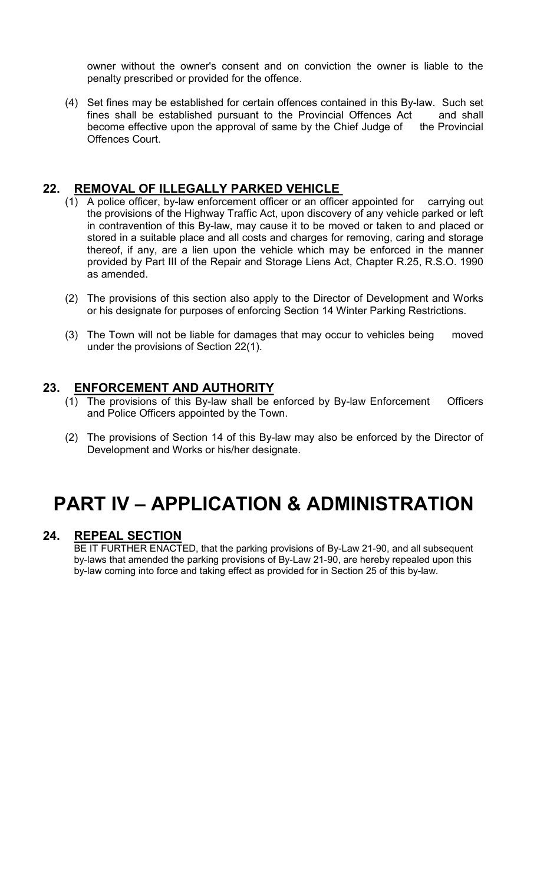owner without the owner's consent and on conviction the owner is liable to the penalty prescribed or provided for the offence.

(4) Set fines may be established for certain offences contained in this By-law. Such set fines shall be established pursuant to the Provincial Offences Act and shall become effective upon the approval of same by the Chief Judge of the Provincial Offences Court.

## 22. REMOVAL OF ILLEGALLY PARKED VEHICLE

(1) A police officer, by-law enforcement officer or an officer appointed for carrying out the provisions of the Highway Traffic Act, upon discovery of any vehicle parked or left in contravention of this By-law, may cause it to be moved or taken to and placed or stored in a suitable place and all costs and charges for removing, caring and storage thereof, if any, are a lien upon the vehicle which may be enforced in the manner provided by Part III of the Repair and Storage Liens Act, Chapter R.25, R.S.O. 1990 as amended.

(2) The provisions of this section also apply to the Director of Development and Works or his designate for purposes of enforcing Section 14 Winter Parking Restrictions.

(3) The Town will not be liable for damages that may occur to vehicles being moved under the provisions of Section 22(1).

## 23. ENFORCEMENT AND AUTHORITY

(1) The provisions of this By-law shall be enforced by By-law Enforcement Officers and Police Officers appointed by the Town.

(2) The provisions of Section 14 of this By-law may also be enforced by the Director of Development and Works or his/her designate.

# PART IV – APPLICATION & ADMINISTRATION

## 24. REPEAL SECTION

BE IT FURTHER ENACTED, that the parking provisions of By-Law 21-90, and all subsequent by-laws that amended the parking provisions of By-Law 21-90, are hereby repealed upon this by-law coming into force and taking effect as provided for in Section 25 of this by-law.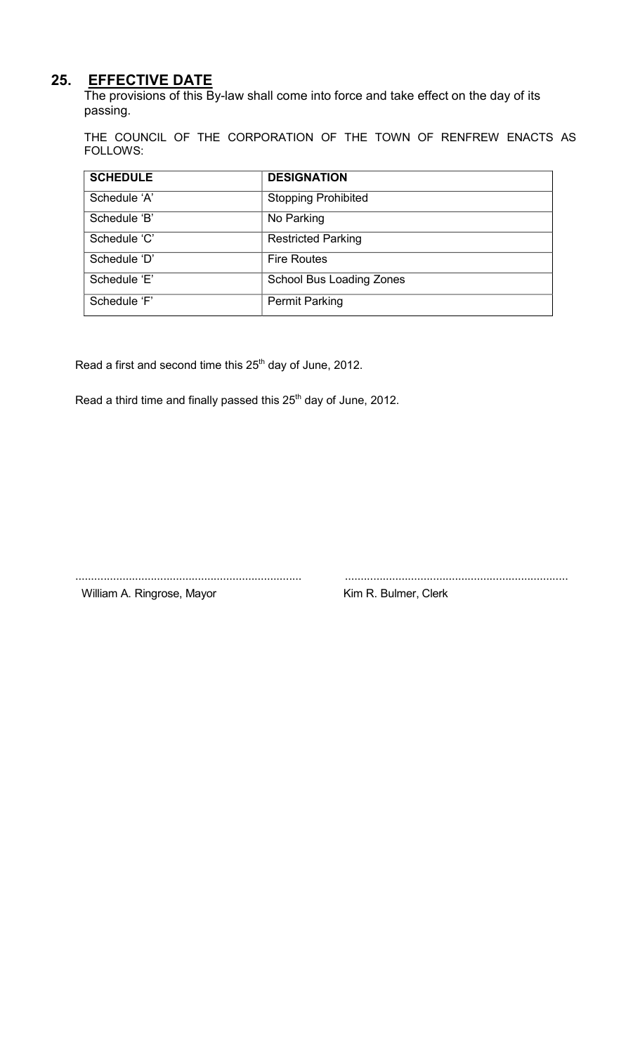## 25. EFFECTIVE DATE

The provisions of this By-law shall come into force and take effect on the day of its passing.

THE COUNCIL OF THE CORPORATION OF THE TOWN OF RENFREW ENACTS AS FOLLOWS:

| SCHEDULE | DESIGNATION |
|---|---|
| Schedule 'A' | Stopping Prohibited |
| Schedule 'B' | No Parking |
| Schedule 'C' | Restricted Parking |
| Schedule 'D' | Fire Routes |
| Schedule 'E' | School Bus Loading Zones |
| Schedule 'F' | Permit Parking |

Read a first and second time this 25th day of June, 2012.

Read a third time and finally passed this 25th day of June, 2012.

........................................................................ William A. Ringrose, Mayor

........................................................................ Kim R. Bulmer, Clerk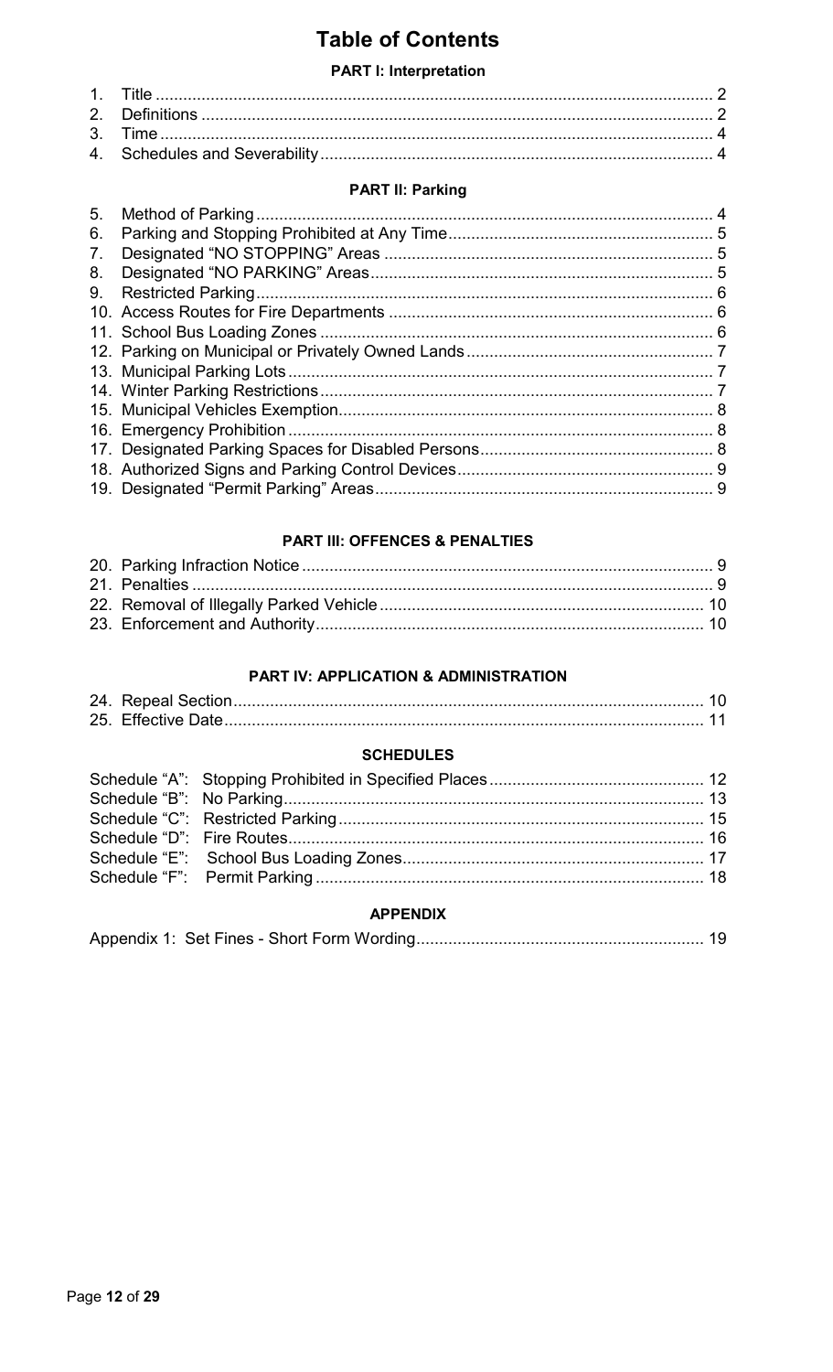# Table of Contents

### PART I: Interpretation

| | | |
|---|---|---|
| 1. | Title | 2 |
| 2. | Definitions | 2 |
| 3. | Time | 4 |
| 4. | Schedules and Severability | 4 |

### PART II: Parking

| | | |
|---|---|---|
| 5. | Method of Parking | 4 |
| 6. | Parking and Stopping Prohibited at Any Time | 5 |
| 7. | Designated "NO STOPPING" Areas | 5 |
| 8. | Designated "NO PARKING" Areas | 5 |
| 9. | Restricted Parking | 6 |
| 10. | Access Routes for Fire Departments | 6 |
| 11. | School Bus Loading Zones | 6 |
| 12. | Parking on Municipal or Privately Owned Lands | 7 |
| 13. | Municipal Parking Lots | 7 |
| 14. | Winter Parking Restrictions | 7 |
| 15. | Municipal Vehicles Exemption | 8 |
| 16. | Emergency Prohibition | 8 |
| 17. | Designated Parking Spaces for Disabled Persons | 8 |
| 18. | Authorized Signs and Parking Control Devices | 9 |
| 19. | Designated "Permit Parking" Areas | 9 |

### PART III: OFFENCES & PENALTIES

| | | |
|---|---|---|
| 20. | Parking Infraction Notice | 9 |
| 21. | Penalties | 9 |
| 22. | Removal of Illegally Parked Vehicle | 10 |
| 23. | Enforcement and Authority | 10 |

### PART IV: APPLICATION & ADMINISTRATION

| | | |
|---|---|---|
| 24. | Repeal Section | 10 |
| 25. | Effective Date | 11 |

### SCHEDULES

| | | |
|---|---|---|
| Schedule "A": | Stopping Prohibited in Specified Places | 12 |
| Schedule "B": | No Parking | 13 |
| Schedule "C": | Restricted Parking | 15 |
| Schedule "D": | Fire Routes | 16 |
| Schedule "E": | School Bus Loading Zones | 17 |
| Schedule "F": | Permit Parking | 18 |

### APPENDIX

| | | |
|---|---|---|
| Appendix 1: | Set Fines - Short Form Wording | 19 |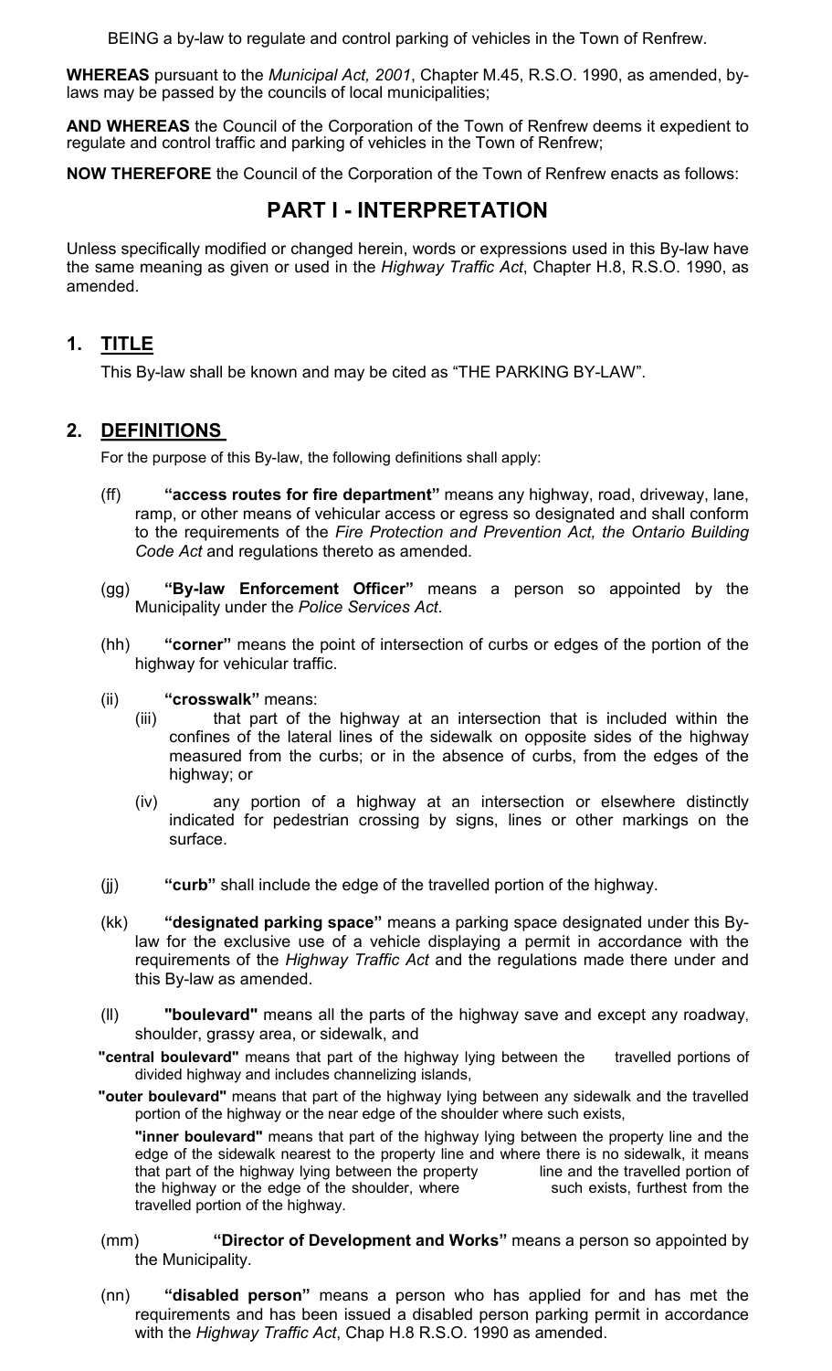BEING a by-law to regulate and control parking of vehicles in the Town of Renfrew.

**WHEREAS** pursuant to the *Municipal Act, 2001*, Chapter M.45, R.S.O. 1990, as amended, by-laws may be passed by the councils of local municipalities;

**AND WHEREAS** the Council of the Corporation of the Town of Renfrew deems it expedient to regulate and control traffic and parking of vehicles in the Town of Renfrew;

**NOW THEREFORE** the Council of the Corporation of the Town of Renfrew enacts as follows:

# PART I - INTERPRETATION

Unless specifically modified or changed herein, words or expressions used in this By-law have the same meaning as given or used in the *Highway Traffic Act*, Chapter H.8, R.S.O. 1990, as amended.

## 1. TITLE

This By-law shall be known and may be cited as "THE PARKING BY-LAW".

## 2. DEFINITIONS

For the purpose of this By-law, the following definitions shall apply:

(ff) **"access routes for fire department"** means any highway, road, driveway, lane, ramp, or other means of vehicular access or egress so designated and shall conform to the requirements of the *Fire Protection and Prevention Act, the Ontario Building Code Act* and regulations thereto as amended.

(gg) **"By-law Enforcement Officer"** means a person so appointed by the Municipality under the *Police Services Act*.

(hh) **"corner"** means the point of intersection of curbs or edges of the portion of the highway for vehicular traffic.

(ii) **"crosswalk"** means:

(iii) that part of the highway at an intersection that is included within the confines of the lateral lines of the sidewalk on opposite sides of the highway measured from the curbs; or in the absence of curbs, from the edges of the highway; or

(iv) any portion of a highway at an intersection or elsewhere distinctly indicated for pedestrian crossing by signs, lines or other markings on the surface.

(jj) **"curb"** shall include the edge of the travelled portion of the highway.

(kk) **"designated parking space"** means a parking space designated under this By-law for the exclusive use of a vehicle displaying a permit in accordance with the requirements of the *Highway Traffic Act* and the regulations made there under and this By-law as amended.

(ll) **"boulevard"** means all the parts of the highway save and except any roadway, shoulder, grassy area, or sidewalk, and

**"central boulevard"** means that part of the highway lying between the travelled portions of divided highway and includes channelizing islands,

**"outer boulevard"** means that part of the highway lying between any sidewalk and the travelled portion of the highway or the near edge of the shoulder where such exists,

**"inner boulevard"** means that part of the highway lying between the property line and the edge of the sidewalk nearest to the property line and where there is no sidewalk, it means that part of the highway lying between the property line and the travelled portion of the highway or the edge of the shoulder, where such exists, furthest from the travelled portion of the highway.

(mm) **"Director of Development and Works"** means a person so appointed by the Municipality.

(nn) **"disabled person"** means a person who has applied for and has met the requirements and has been issued a disabled person parking permit in accordance with the *Highway Traffic Act*, Chap H.8 R.S.O. 1990 as amended.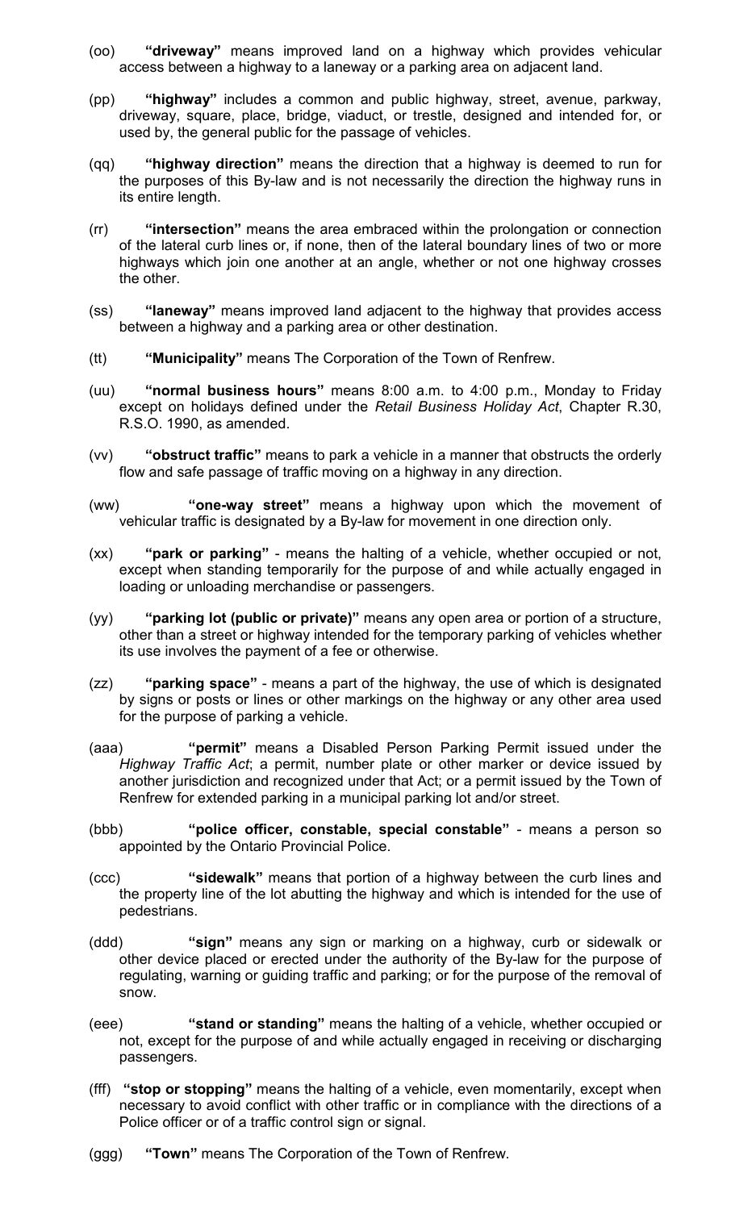(oo) **"driveway"** means improved land on a highway which provides vehicular access between a highway to a laneway or a parking area on adjacent land.

(pp) **"highway"** includes a common and public highway, street, avenue, parkway, driveway, square, place, bridge, viaduct, or trestle, designed and intended for, or used by, the general public for the passage of vehicles.

(qq) **"highway direction"** means the direction that a highway is deemed to run for the purposes of this By-law and is not necessarily the direction the highway runs in its entire length.

(rr) **"intersection"** means the area embraced within the prolongation or connection of the lateral curb lines or, if none, then of the lateral boundary lines of two or more highways which join one another at an angle, whether or not one highway crosses the other.

(ss) **"laneway"** means improved land adjacent to the highway that provides access between a highway and a parking area or other destination.

(tt) **"Municipality"** means The Corporation of the Town of Renfrew.

(uu) **"normal business hours"** means 8:00 a.m. to 4:00 p.m., Monday to Friday except on holidays defined under the *Retail Business Holiday Act*, Chapter R.30, R.S.O. 1990, as amended.

(vv) **"obstruct traffic"** means to park a vehicle in a manner that obstructs the orderly flow and safe passage of traffic moving on a highway in any direction.

(ww) **"one-way street"** means a highway upon which the movement of vehicular traffic is designated by a By-law for movement in one direction only.

(xx) **"park or parking"** - means the halting of a vehicle, whether occupied or not, except when standing temporarily for the purpose of and while actually engaged in loading or unloading merchandise or passengers.

(yy) **"parking lot (public or private)"** means any open area or portion of a structure, other than a street or highway intended for the temporary parking of vehicles whether its use involves the payment of a fee or otherwise.

(zz) **"parking space"** - means a part of the highway, the use of which is designated by signs or posts or lines or other markings on the highway or any other area used for the purpose of parking a vehicle.

(aaa) **"permit"** means a Disabled Person Parking Permit issued under the *Highway Traffic Act*; a permit, number plate or other marker or device issued by another jurisdiction and recognized under that Act; or a permit issued by the Town of Renfrew for extended parking in a municipal parking lot and/or street.

(bbb) **"police officer, constable, special constable"** - means a person so appointed by the Ontario Provincial Police.

(ccc) **"sidewalk"** means that portion of a highway between the curb lines and the property line of the lot abutting the highway and which is intended for the use of pedestrians.

(ddd) **"sign"** means any sign or marking on a highway, curb or sidewalk or other device placed or erected under the authority of the By-law for the purpose of regulating, warning or guiding traffic and parking; or for the purpose of the removal of snow.

(eee) **"stand or standing"** means the halting of a vehicle, whether occupied or not, except for the purpose of and while actually engaged in receiving or discharging passengers.

(fff) **"stop or stopping"** means the halting of a vehicle, even momentarily, except when necessary to avoid conflict with other traffic or in compliance with the directions of a Police officer or of a traffic control sign or signal.

(ggg) **"Town"** means The Corporation of the Town of Renfrew.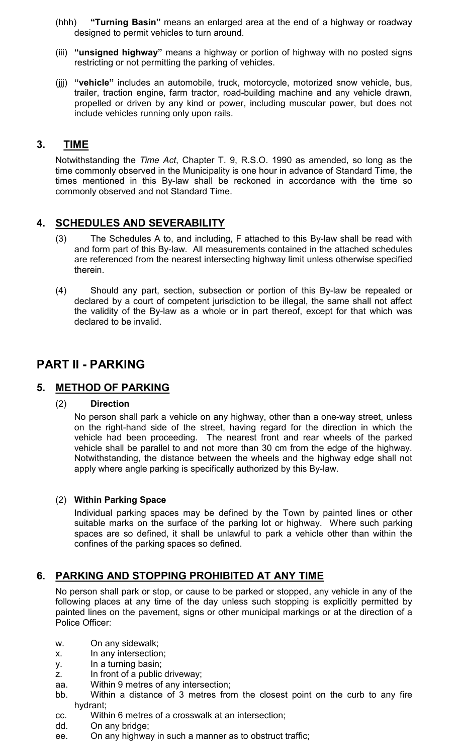(hhh) **"Turning Basin"** means an enlarged area at the end of a highway or roadway designed to permit vehicles to turn around.

(iii) **"unsigned highway"** means a highway or portion of highway with no posted signs restricting or not permitting the parking of vehicles.

(jjj) **"vehicle"** includes an automobile, truck, motorcycle, motorized snow vehicle, bus, trailer, traction engine, farm tractor, road-building machine and any vehicle drawn, propelled or driven by any kind or power, including muscular power, but does not include vehicles running only upon rails.

## 3. TIME

Notwithstanding the *Time Act*, Chapter T. 9, R.S.O. 1990 as amended, so long as the time commonly observed in the Municipality is one hour in advance of Standard Time, the times mentioned in this By-law shall be reckoned in accordance with the time so commonly observed and not Standard Time.

## 4. SCHEDULES AND SEVERABILITY

(3) The Schedules A to, and including, F attached to this By-law shall be read with and form part of this By-law. All measurements contained in the attached schedules are referenced from the nearest intersecting highway limit unless otherwise specified therein.

(4) Should any part, section, subsection or portion of this By-law be repealed or declared by a court of competent jurisdiction to be illegal, the same shall not affect the validity of the By-law as a whole or in part thereof, except for that which was declared to be invalid.

# PART II - PARKING

## 5. METHOD OF PARKING

(2) **Direction**

No person shall park a vehicle on any highway, other than a one-way street, unless on the right-hand side of the street, having regard for the direction in which the vehicle had been proceeding. The nearest front and rear wheels of the parked vehicle shall be parallel to and not more than 30 cm from the edge of the highway. Notwithstanding, the distance between the wheels and the highway edge shall not apply where angle parking is specifically authorized by this By-law.

(2) **Within Parking Space**

Individual parking spaces may be defined by the Town by painted lines or other suitable marks on the surface of the parking lot or highway. Where such parking spaces are so defined, it shall be unlawful to park a vehicle other than within the confines of the parking spaces so defined.

## 6. PARKING AND STOPPING PROHIBITED AT ANY TIME

No person shall park or stop, or cause to be parked or stopped, any vehicle in any of the following places at any time of the day unless such stopping is explicitly permitted by painted lines on the pavement, signs or other municipal markings or at the direction of a Police Officer:

w. On any sidewalk;
x. In any intersection;
y. In a turning basin;
z. In front of a public driveway;
aa. Within 9 metres of any intersection;
bb. Within a distance of 3 metres from the closest point on the curb to any fire hydrant;
cc. Within 6 metres of a crosswalk at an intersection;
dd. On any bridge;
ee. On any highway in such a manner as to obstruct traffic;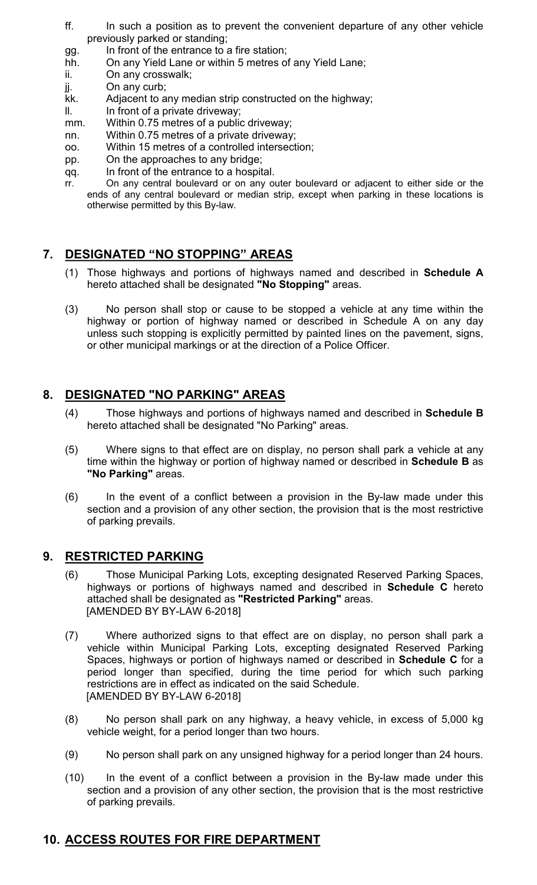ff. In such a position as to prevent the convenient departure of any other vehicle previously parked or standing;

gg. In front of the entrance to a fire station;

hh. On any Yield Lane or within 5 metres of any Yield Lane;

ii. On any crosswalk;

jj. On any curb;

kk. Adjacent to any median strip constructed on the highway;

ll. In front of a private driveway;

mm. Within 0.75 metres of a public driveway;

nn. Within 0.75 metres of a private driveway;

oo. Within 15 metres of a controlled intersection;

pp. On the approaches to any bridge;

qq. In front of the entrance to a hospital.

rr. On any central boulevard or on any outer boulevard or adjacent to either side or the ends of any central boulevard or median strip, except when parking in these locations is otherwise permitted by this By-law.

## 7. DESIGNATED "NO STOPPING" AREAS

(1) Those highways and portions of highways named and described in **Schedule A** hereto attached shall be designated **"No Stopping"** areas.

(3) No person shall stop or cause to be stopped a vehicle at any time within the highway or portion of highway named or described in Schedule A on any day unless such stopping is explicitly permitted by painted lines on the pavement, signs, or other municipal markings or at the direction of a Police Officer.

## 8. DESIGNATED "NO PARKING" AREAS

(4) Those highways and portions of highways named and described in **Schedule B** hereto attached shall be designated "No Parking" areas.

(5) Where signs to that effect are on display, no person shall park a vehicle at any time within the highway or portion of highway named or described in **Schedule B** as **"No Parking"** areas.

(6) In the event of a conflict between a provision in the By-law made under this section and a provision of any other section, the provision that is the most restrictive of parking prevails.

## 9. RESTRICTED PARKING

(6) Those Municipal Parking Lots, excepting designated Reserved Parking Spaces, highways or portions of highways named and described in **Schedule C** hereto attached shall be designated as **"Restricted Parking"** areas.
[AMENDED BY BY-LAW 6-2018]

(7) Where authorized signs to that effect are on display, no person shall park a vehicle within Municipal Parking Lots, excepting designated Reserved Parking Spaces, highways or portion of highways named or described in **Schedule C** for a period longer than specified, during the time period for which such parking restrictions are in effect as indicated on the said Schedule.
[AMENDED BY BY-LAW 6-2018]

(8) No person shall park on any highway, a heavy vehicle, in excess of 5,000 kg vehicle weight, for a period longer than two hours.

(9) No person shall park on any unsigned highway for a period longer than 24 hours.

(10) In the event of a conflict between a provision in the By-law made under this section and a provision of any other section, the provision that is the most restrictive of parking prevails.

## 10. ACCESS ROUTES FOR FIRE DEPARTMENT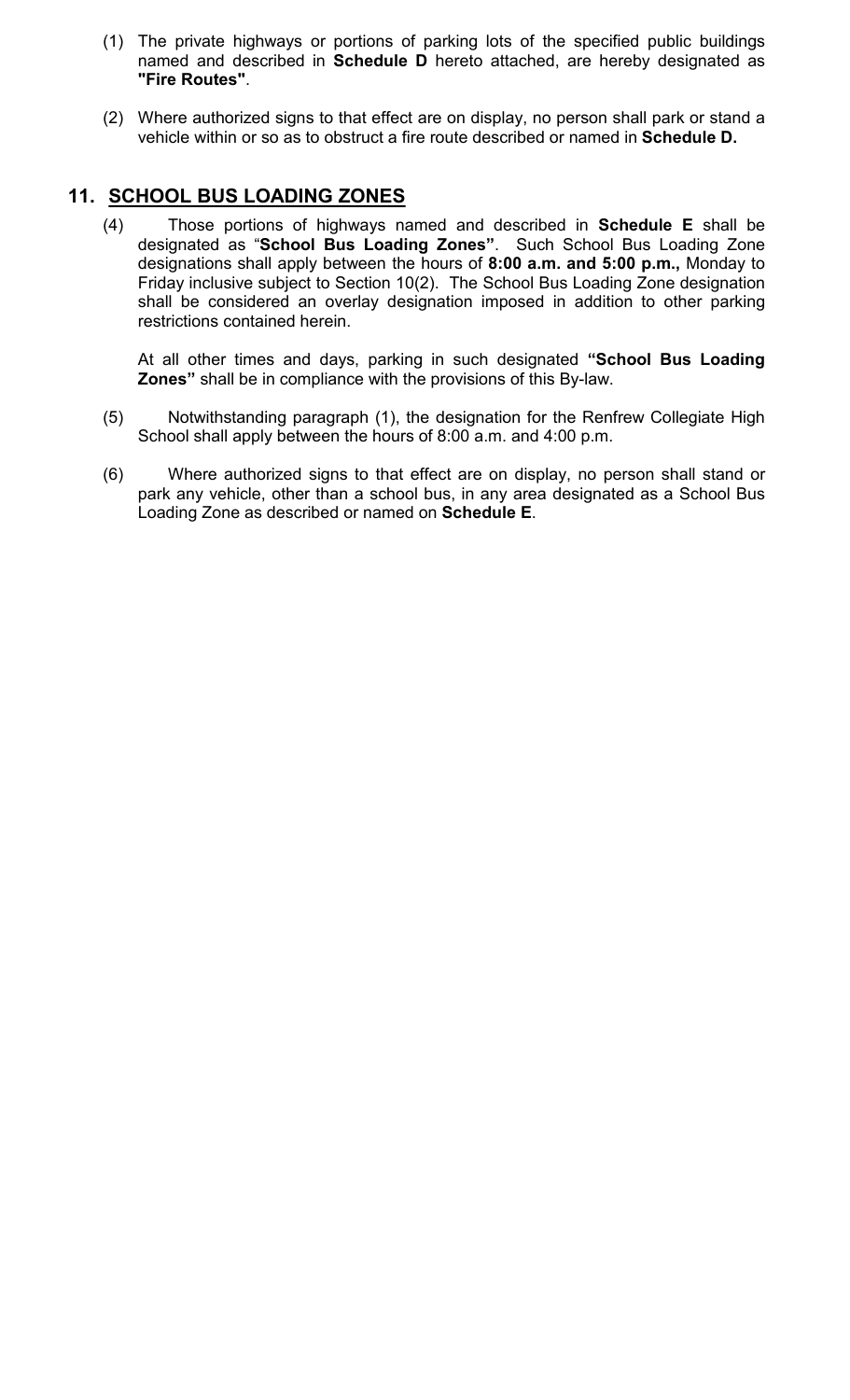(1) The private highways or portions of parking lots of the specified public buildings named and described in **Schedule D** hereto attached, are hereby designated as **"Fire Routes"**.

(2) Where authorized signs to that effect are on display, no person shall park or stand a vehicle within or so as to obstruct a fire route described or named in **Schedule D.**

## 11. SCHOOL BUS LOADING ZONES

(4) Those portions of highways named and described in **Schedule E** shall be designated as "**School Bus Loading Zones"**. Such School Bus Loading Zone designations shall apply between the hours of **8:00 a.m. and 5:00 p.m.,** Monday to Friday inclusive subject to Section 10(2). The School Bus Loading Zone designation shall be considered an overlay designation imposed in addition to other parking restrictions contained herein.

At all other times and days, parking in such designated **"School Bus Loading Zones"** shall be in compliance with the provisions of this By-law.

(5) Notwithstanding paragraph (1), the designation for the Renfrew Collegiate High School shall apply between the hours of 8:00 a.m. and 4:00 p.m.

(6) Where authorized signs to that effect are on display, no person shall stand or park any vehicle, other than a school bus, in any area designated as a School Bus Loading Zone as described or named on **Schedule E**.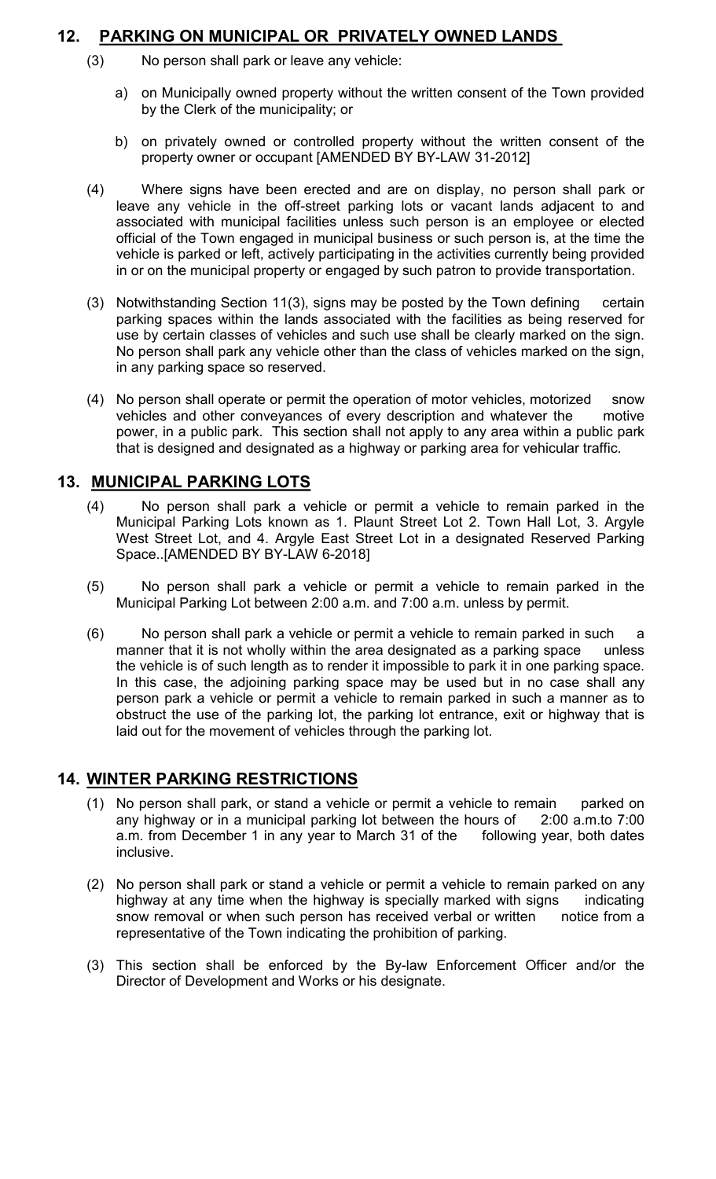## 12. PARKING ON MUNICIPAL OR PRIVATELY OWNED LANDS

(3) No person shall park or leave any vehicle:

a) on Municipally owned property without the written consent of the Town provided by the Clerk of the municipality; or

b) on privately owned or controlled property without the written consent of the property owner or occupant [AMENDED BY BY-LAW 31-2012]

(4) Where signs have been erected and are on display, no person shall park or leave any vehicle in the off-street parking lots or vacant lands adjacent to and associated with municipal facilities unless such person is an employee or elected official of the Town engaged in municipal business or such person is, at the time the vehicle is parked or left, actively participating in the activities currently being provided in or on the municipal property or engaged by such patron to provide transportation.

(3) Notwithstanding Section 11(3), signs may be posted by the Town defining certain parking spaces within the lands associated with the facilities as being reserved for use by certain classes of vehicles and such use shall be clearly marked on the sign. No person shall park any vehicle other than the class of vehicles marked on the sign, in any parking space so reserved.

(4) No person shall operate or permit the operation of motor vehicles, motorized snow vehicles and other conveyances of every description and whatever the motive power, in a public park. This section shall not apply to any area within a public park that is designed and designated as a highway or parking area for vehicular traffic.

## 13. MUNICIPAL PARKING LOTS

(4) No person shall park a vehicle or permit a vehicle to remain parked in the Municipal Parking Lots known as 1. Plaunt Street Lot 2. Town Hall Lot, 3. Argyle West Street Lot, and 4. Argyle East Street Lot in a designated Reserved Parking Space..[AMENDED BY BY-LAW 6-2018]

(5) No person shall park a vehicle or permit a vehicle to remain parked in the Municipal Parking Lot between 2:00 a.m. and 7:00 a.m. unless by permit.

(6) No person shall park a vehicle or permit a vehicle to remain parked in such a manner that it is not wholly within the area designated as a parking space unless the vehicle is of such length as to render it impossible to park it in one parking space. In this case, the adjoining parking space may be used but in no case shall any person park a vehicle or permit a vehicle to remain parked in such a manner as to obstruct the use of the parking lot, the parking lot entrance, exit or highway that is laid out for the movement of vehicles through the parking lot.

## 14. WINTER PARKING RESTRICTIONS

(1) No person shall park, or stand a vehicle or permit a vehicle to remain parked on any highway or in a municipal parking lot between the hours of 2:00 a.m.to 7:00 a.m. from December 1 in any year to March 31 of the following year, both dates inclusive.

(2) No person shall park or stand a vehicle or permit a vehicle to remain parked on any highway at any time when the highway is specially marked with signs indicating snow removal or when such person has received verbal or written notice from a representative of the Town indicating the prohibition of parking.

(3) This section shall be enforced by the By-law Enforcement Officer and/or the Director of Development and Works or his designate.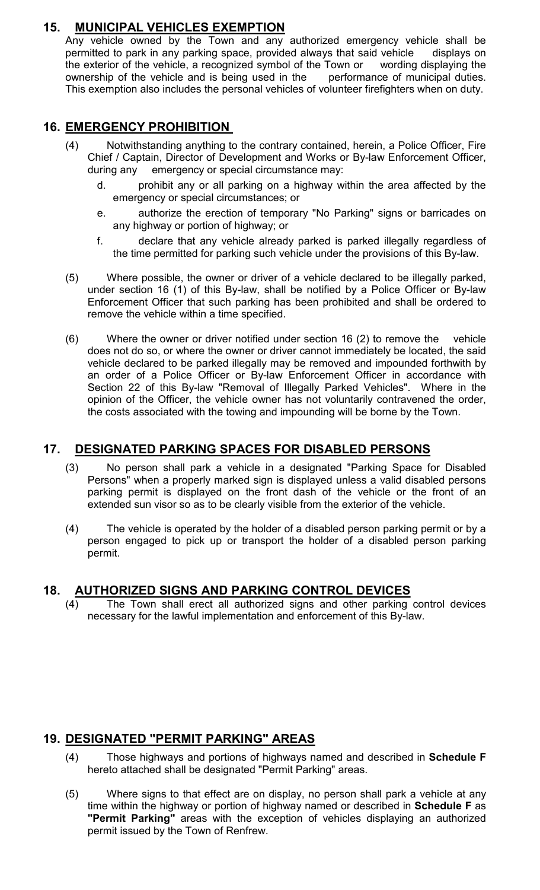## 15. MUNICIPAL VEHICLES EXEMPTION

Any vehicle owned by the Town and any authorized emergency vehicle shall be permitted to park in any parking space, provided always that said vehicle displays on the exterior of the vehicle, a recognized symbol of the Town or wording displaying the ownership of the vehicle and is being used in the performance of municipal duties. This exemption also includes the personal vehicles of volunteer firefighters when on duty.

## 16. EMERGENCY PROHIBITION

(4) Notwithstanding anything to the contrary contained, herein, a Police Officer, Fire Chief / Captain, Director of Development and Works or By-law Enforcement Officer, during any emergency or special circumstance may:

- d. prohibit any or all parking on a highway within the area affected by the emergency or special circumstances; or
- e. authorize the erection of temporary "No Parking" signs or barricades on any highway or portion of highway; or
- f. declare that any vehicle already parked is parked illegally regardless of the time permitted for parking such vehicle under the provisions of this By-law.

(5) Where possible, the owner or driver of a vehicle declared to be illegally parked, under section 16 (1) of this By-law, shall be notified by a Police Officer or By-law Enforcement Officer that such parking has been prohibited and shall be ordered to remove the vehicle within a time specified.

(6) Where the owner or driver notified under section 16 (2) to remove the vehicle does not do so, or where the owner or driver cannot immediately be located, the said vehicle declared to be parked illegally may be removed and impounded forthwith by an order of a Police Officer or By-law Enforcement Officer in accordance with Section 22 of this By-law "Removal of Illegally Parked Vehicles". Where in the opinion of the Officer, the vehicle owner has not voluntarily contravened the order, the costs associated with the towing and impounding will be borne by the Town.

## 17. DESIGNATED PARKING SPACES FOR DISABLED PERSONS

(3) No person shall park a vehicle in a designated "Parking Space for Disabled Persons" when a properly marked sign is displayed unless a valid disabled persons parking permit is displayed on the front dash of the vehicle or the front of an extended sun visor so as to be clearly visible from the exterior of the vehicle.

(4) The vehicle is operated by the holder of a disabled person parking permit or by a person engaged to pick up or transport the holder of a disabled person parking permit.

## 18. AUTHORIZED SIGNS AND PARKING CONTROL DEVICES

(4) The Town shall erect all authorized signs and other parking control devices necessary for the lawful implementation and enforcement of this By-law.

## 19. DESIGNATED "PERMIT PARKING" AREAS

(4) Those highways and portions of highways named and described in **Schedule F** hereto attached shall be designated "Permit Parking" areas.

(5) Where signs to that effect are on display, no person shall park a vehicle at any time within the highway or portion of highway named or described in **Schedule F** as **"Permit Parking"** areas with the exception of vehicles displaying an authorized permit issued by the Town of Renfrew.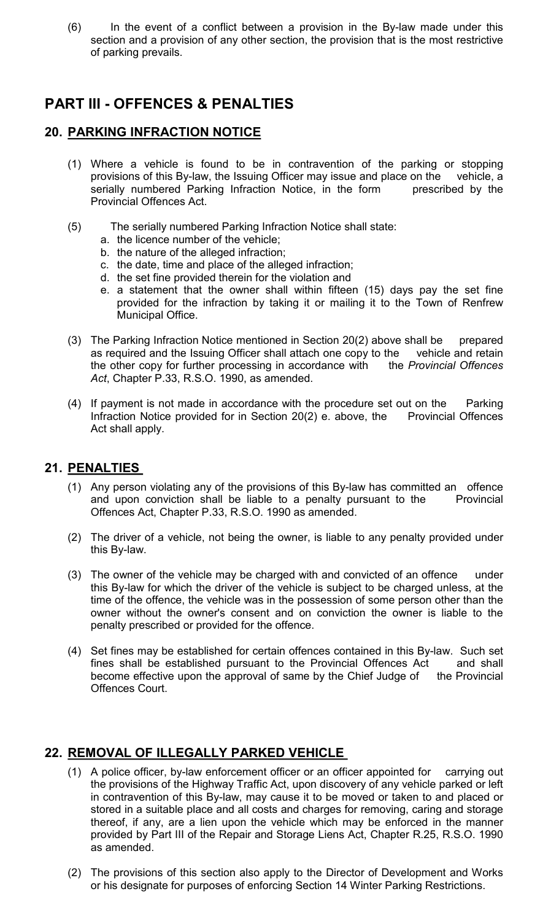(6) In the event of a conflict between a provision in the By-law made under this section and a provision of any other section, the provision that is the most restrictive of parking prevails.

# PART III - OFFENCES & PENALTIES

## 20. PARKING INFRACTION NOTICE

(1) Where a vehicle is found to be in contravention of the parking or stopping provisions of this By-law, the Issuing Officer may issue and place on the vehicle, a serially numbered Parking Infraction Notice, in the form prescribed by the Provincial Offences Act.

(5) The serially numbered Parking Infraction Notice shall state:

a. the licence number of the vehicle;
b. the nature of the alleged infraction;
c. the date, time and place of the alleged infraction;
d. the set fine provided therein for the violation and
e. a statement that the owner shall within fifteen (15) days pay the set fine provided for the infraction by taking it or mailing it to the Town of Renfrew Municipal Office.

(3) The Parking Infraction Notice mentioned in Section 20(2) above shall be prepared as required and the Issuing Officer shall attach one copy to the vehicle and retain the other copy for further processing in accordance with the *Provincial Offences Act*, Chapter P.33, R.S.O. 1990, as amended.

(4) If payment is not made in accordance with the procedure set out on the Parking Infraction Notice provided for in Section 20(2) e. above, the Provincial Offences Act shall apply.

## 21. PENALTIES

(1) Any person violating any of the provisions of this By-law has committed an offence and upon conviction shall be liable to a penalty pursuant to the Provincial Offences Act, Chapter P.33, R.S.O. 1990 as amended.

(2) The driver of a vehicle, not being the owner, is liable to any penalty provided under this By-law.

(3) The owner of the vehicle may be charged with and convicted of an offence under this By-law for which the driver of the vehicle is subject to be charged unless, at the time of the offence, the vehicle was in the possession of some person other than the owner without the owner's consent and on conviction the owner is liable to the penalty prescribed or provided for the offence.

(4) Set fines may be established for certain offences contained in this By-law. Such set fines shall be established pursuant to the Provincial Offences Act and shall become effective upon the approval of same by the Chief Judge of the Provincial Offences Court.

## 22. REMOVAL OF ILLEGALLY PARKED VEHICLE

(1) A police officer, by-law enforcement officer or an officer appointed for carrying out the provisions of the Highway Traffic Act, upon discovery of any vehicle parked or left in contravention of this By-law, may cause it to be moved or taken to and placed or stored in a suitable place and all costs and charges for removing, caring and storage thereof, if any, are a lien upon the vehicle which may be enforced in the manner provided by Part III of the Repair and Storage Liens Act, Chapter R.25, R.S.O. 1990 as amended.

(2) The provisions of this section also apply to the Director of Development and Works or his designate for purposes of enforcing Section 14 Winter Parking Restrictions.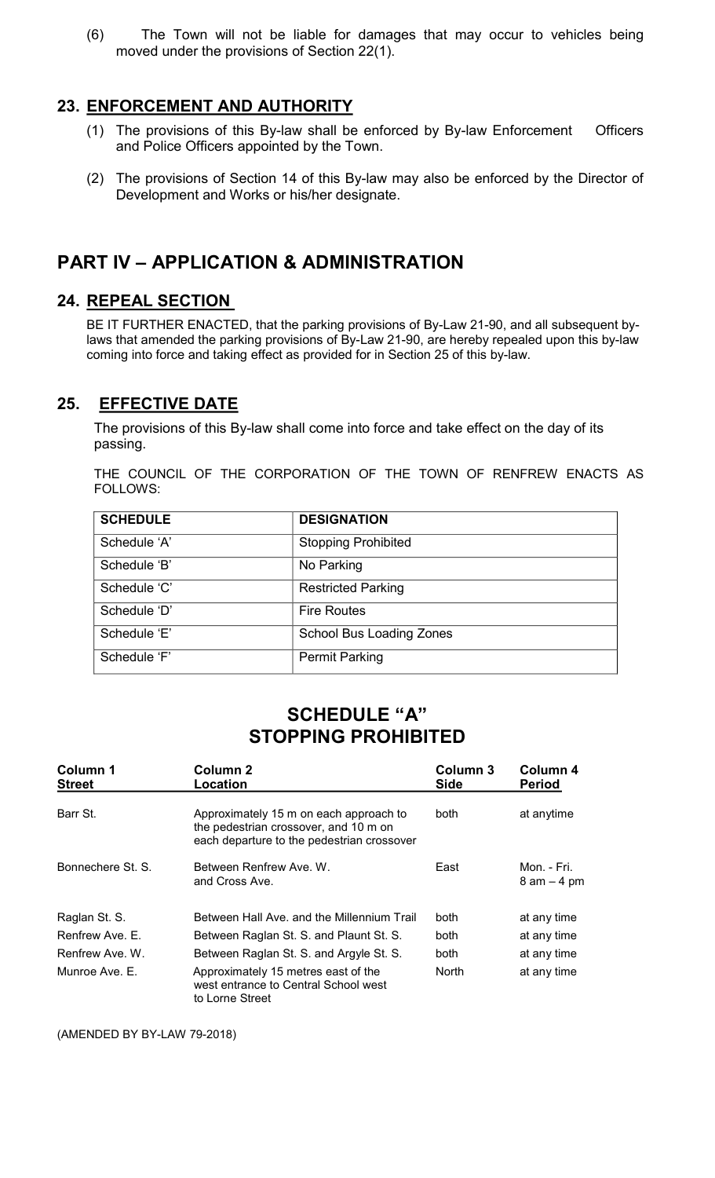(6) The Town will not be liable for damages that may occur to vehicles being moved under the provisions of Section 22(1).

## 23. ENFORCEMENT AND AUTHORITY

(1) The provisions of this By-law shall be enforced by By-law Enforcement Officers and Police Officers appointed by the Town.

(2) The provisions of Section 14 of this By-law may also be enforced by the Director of Development and Works or his/her designate.

# PART IV – APPLICATION & ADMINISTRATION

## 24. REPEAL SECTION

BE IT FURTHER ENACTED, that the parking provisions of By-Law 21-90, and all subsequent by-laws that amended the parking provisions of By-Law 21-90, are hereby repealed upon this by-law coming into force and taking effect as provided for in Section 25 of this by-law.

## 25. EFFECTIVE DATE

The provisions of this By-law shall come into force and take effect on the day of its passing.

THE COUNCIL OF THE CORPORATION OF THE TOWN OF RENFREW ENACTS AS FOLLOWS:

| SCHEDULE | DESIGNATION |
|---|---|
| Schedule 'A' | Stopping Prohibited |
| Schedule 'B' | No Parking |
| Schedule 'C' | Restricted Parking |
| Schedule 'D' | Fire Routes |
| Schedule 'E' | School Bus Loading Zones |
| Schedule 'F' | Permit Parking |

## SCHEDULE "A"
## STOPPING PROHIBITED

| Column 1 Street | Column 2 Location | Column 3 Side | Column 4 Period |
|---|---|---|---|
| Barr St. | Approximately 15 m on each approach to the pedestrian crossover, and 10 m on each departure to the pedestrian crossover | both | at anytime |
| Bonnechere St. S. | Between Renfrew Ave. W. and Cross Ave. | East | Mon. - Fri. 8 am – 4 pm |
| Raglan St. S. | Between Hall Ave. and the Millennium Trail | both | at any time |
| Renfrew Ave. E. | Between Raglan St. S. and Plaunt St. S. | both | at any time |
| Renfrew Ave. W. | Between Raglan St. S. and Argyle St. S. | both | at any time |
| Munroe Ave. E. | Approximately 15 metres east of the west entrance to Central School west to Lorne Street | North | at any time |

(AMENDED BY BY-LAW 79-2018)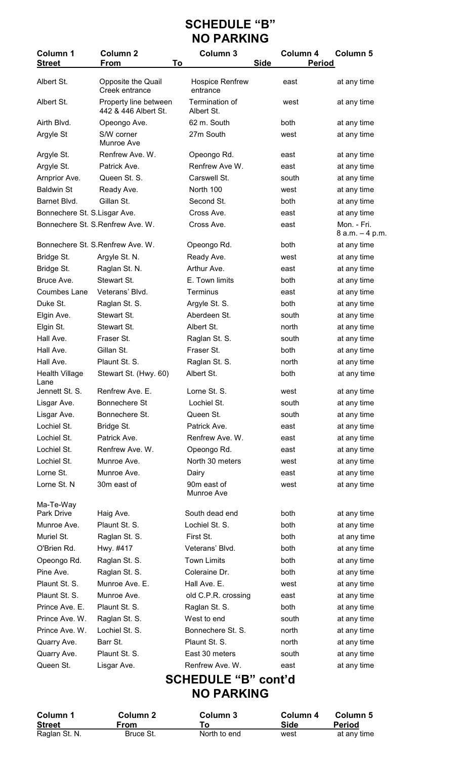## SCHEDULE "B"
## NO PARKING

| Column 1<br>Street | Column 2<br>From | Column 3<br>To | Column 4<br>Side | Column 5<br>Period |
|---|---|---|---|---|
| Albert St. | Opposite the Quail Creek entrance | Hospice Renfrew entrance | east | at any time |
| Albert St. | Property line between 442 & 446 Albert St. | Termination of Albert St. | west | at any time |
| Airth Blvd. | Opeongo Ave. | 62 m. South | both | at any time |
| Argyle St | S/W corner Munroe Ave | 27m South | west | at any time |
| Argyle St. | Renfrew Ave. W. | Opeongo Rd. | east | at any time |
| Argyle St. | Patrick Ave. | Renfrew Ave W. | east | at any time |
| Arnprior Ave. | Queen St. S. | Carswell St. | south | at any time |
| Baldwin St | Ready Ave. | North 100 | west | at any time |
| Barnet Blvd. | Gillan St. | Second St. | both | at any time |
| Bonnechere St. S. | Lisgar Ave. | Cross Ave. | east | at any time |
| Bonnechere St. S. | Renfrew Ave. W. | Cross Ave. | east | Mon. - Fri. 8 a.m. – 4 p.m. |
| Bonnechere St. S. | Renfrew Ave. W. | Opeongo Rd. | both | at any time |
| Bridge St. | Argyle St. N. | Ready Ave. | west | at any time |
| Bridge St. | Raglan St. N. | Arthur Ave. | east | at any time |
| Bruce Ave. | Stewart St. | E. Town limits | both | at any time |
| Coumbes Lane | Veterans' Blvd. | Terminus | east | at any time |
| Duke St. | Raglan St. S. | Argyle St. S. | both | at any time |
| Elgin Ave. | Stewart St. | Aberdeen St. | south | at any time |
| Elgin St. | Stewart St. | Albert St. | north | at any time |
| Hall Ave. | Fraser St. | Raglan St. S. | south | at any time |
| Hall Ave. | Gillan St. | Fraser St. | both | at any time |
| Hall Ave. | Plaunt St. S. | Raglan St. S. | north | at any time |
| Health Village Lane | Stewart St. (Hwy. 60) | Albert St. | both | at any time |
| Jennett St. S. | Renfrew Ave. E. | Lorne St. S. | west | at any time |
| Lisgar Ave. | Bonnechere St | Lochiel St. | south | at any time |
| Lisgar Ave. | Bonnechere St. | Queen St. | south | at any time |
| Lochiel St. | Bridge St. | Patrick Ave. | east | at any time |
| Lochiel St. | Patrick Ave. | Renfrew Ave. W. | east | at any time |
| Lochiel St. | Renfrew Ave. W. | Opeongo Rd. | east | at any time |
| Lochiel St. | Munroe Ave. | North 30 meters | west | at any time |
| Lorne St. | Munroe Ave. | Dairy | east | at any time |
| Lorne St. N | 30m east of | 90m east of Munroe Ave | west | at any time |
| Ma-Te-Way Park Drive | Haig Ave. | South dead end | both | at any time |
| Munroe Ave. | Plaunt St. S. | Lochiel St. S. | both | at any time |
| Muriel St. | Raglan St. S. | First St. | both | at any time |
| O'Brien Rd. | Hwy. #417 | Veterans' Blvd. | both | at any time |
| Opeongo Rd. | Raglan St. S. | Town Limits | both | at any time |
| Pine Ave. | Raglan St. S. | Coleraine Dr. | both | at any time |
| Plaunt St. S. | Munroe Ave. E. | Hall Ave. E. | west | at any time |
| Plaunt St. S. | Munroe Ave. | old C.P.R. crossing | east | at any time |
| Prince Ave. E. | Plaunt St. S. | Raglan St. S. | both | at any time |
| Prince Ave. W. | Raglan St. S. | West to end | south | at any time |
| Prince Ave. W. | Lochiel St. S. | Bonnechere St. S. | north | at any time |
| Quarry Ave. | Barr St. | Plaunt St. S. | north | at any time |
| Quarry Ave. | Plaunt St. S. | East 30 meters | south | at any time |
| Queen St. | Lisgar Ave. | Renfrew Ave. W. | east | at any time |

## SCHEDULE "B" cont'd
## NO PARKING

| Column 1<br>Street | Column 2<br>From | Column 3<br>To | Column 4<br>Side | Column 5<br>Period |
|---|---|---|---|---|
| Raglan St. N. | Bruce St. | North to end | west | at any time |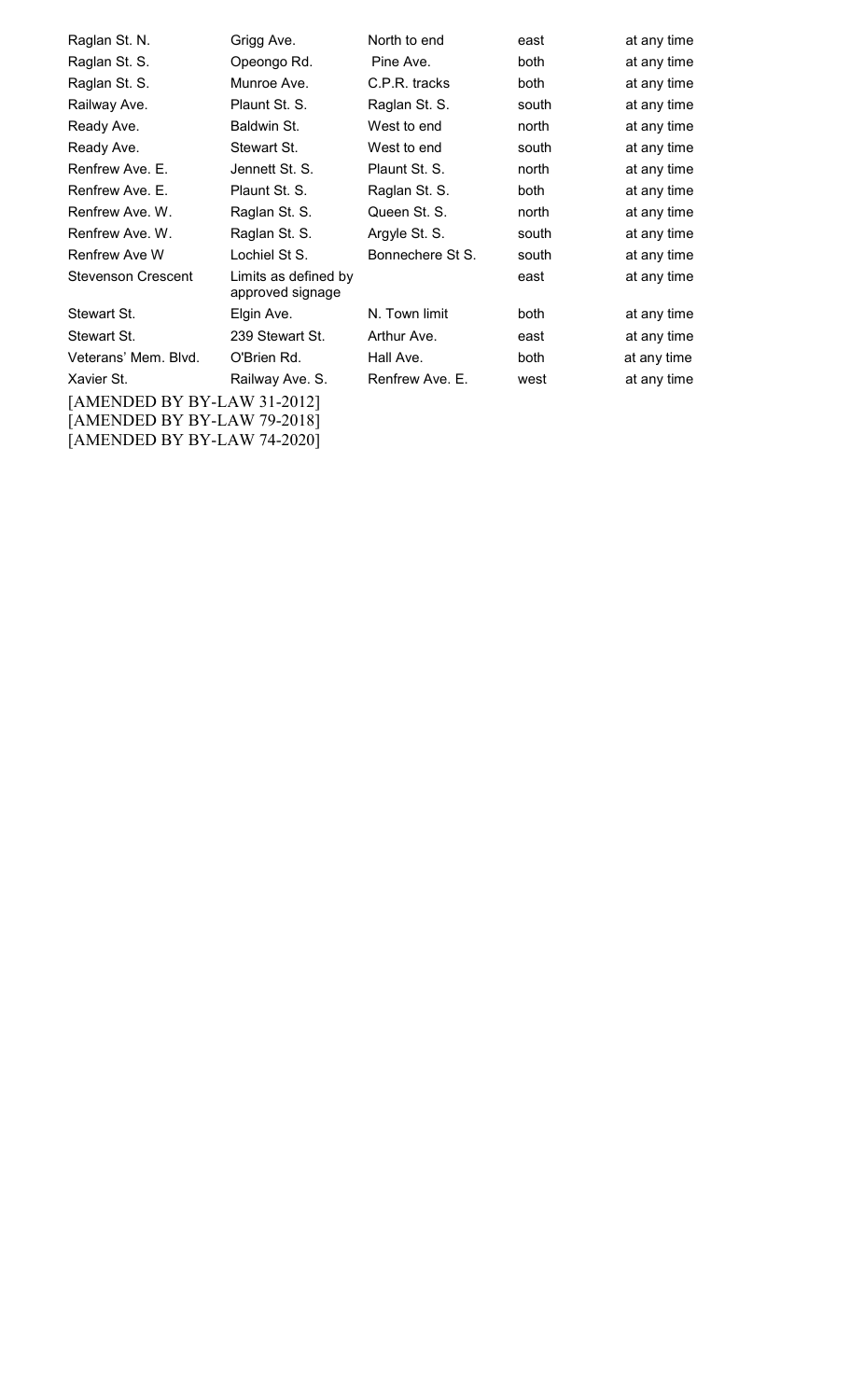| | | | | |
|---|---|---|---|---|
| Raglan St. N. | Grigg Ave. | North to end | east | at any time |
| Raglan St. S. | Opeongo Rd. | Pine Ave. | both | at any time |
| Raglan St. S. | Munroe Ave. | C.P.R. tracks | both | at any time |
| Railway Ave. | Plaunt St. S. | Raglan St. S. | south | at any time |
| Ready Ave. | Baldwin St. | West to end | north | at any time |
| Ready Ave. | Stewart St. | West to end | south | at any time |
| Renfrew Ave. E. | Jennett St. S. | Plaunt St. S. | north | at any time |
| Renfrew Ave. E. | Plaunt St. S. | Raglan St. S. | both | at any time |
| Renfrew Ave. W. | Raglan St. S. | Queen St. S. | north | at any time |
| Renfrew Ave. W. | Raglan St. S. | Argyle St. S. | south | at any time |
| Renfrew Ave W | Lochiel St S. | Bonnechere St S. | south | at any time |
| Stevenson Crescent | Limits as defined by approved signage | | east | at any time |
| Stewart St. | Elgin Ave. | N. Town limit | both | at any time |
| Stewart St. | 239 Stewart St. | Arthur Ave. | east | at any time |
| Veterans' Mem. Blvd. | O'Brien Rd. | Hall Ave. | both | at any time |
| Xavier St. | Railway Ave. S. | Renfrew Ave. E. | west | at any time |

[AMENDED BY BY-LAW 31-2012]
[AMENDED BY BY-LAW 79-2018]
[AMENDED BY BY-LAW 74-2020]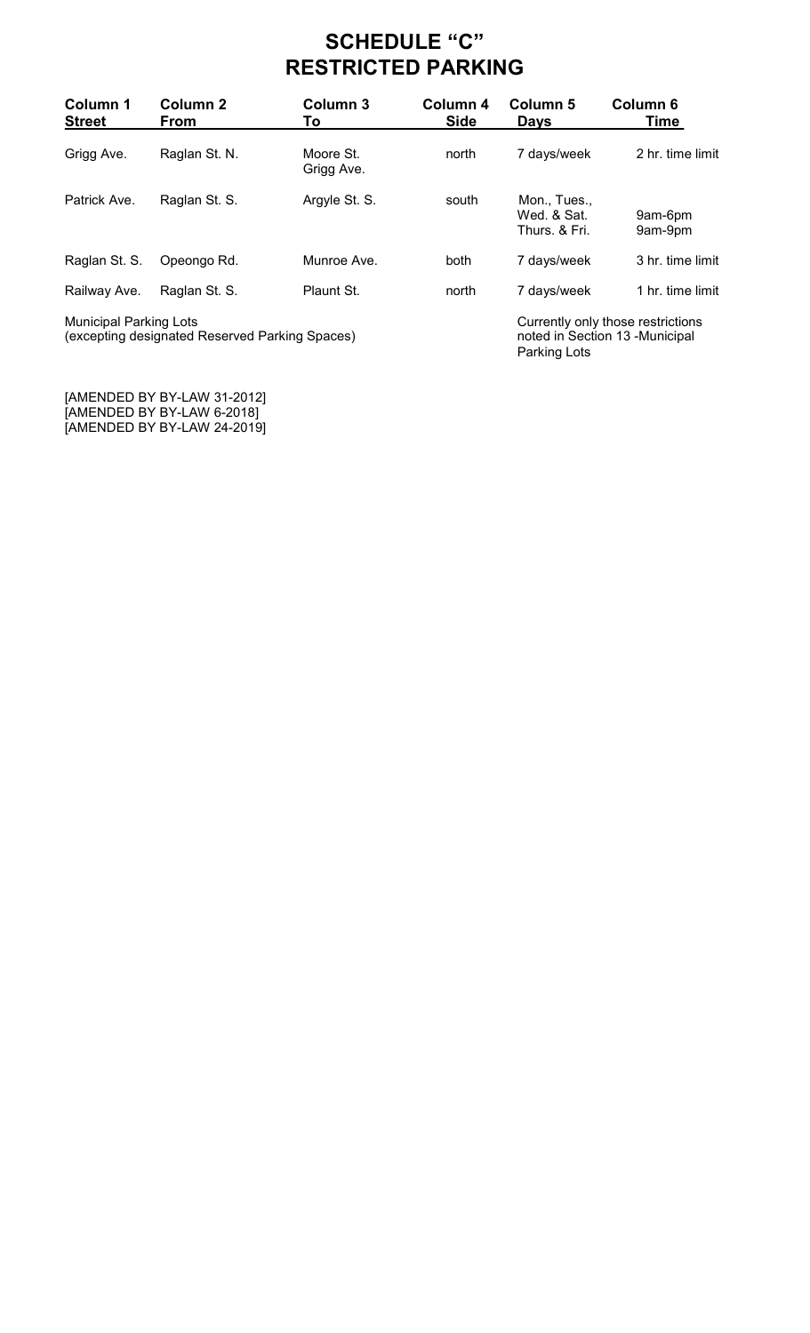# SCHEDULE "C"
# RESTRICTED PARKING

| Column 1 Street | Column 2 From | Column 3 To | Column 4 Side | Column 5 Days | Column 6 Time |
|---|---|---|---|---|---|
| Grigg Ave. | Raglan St. N. | Moore St. Grigg Ave. | north | 7 days/week | 2 hr. time limit |
| Patrick Ave. | Raglan St. S. | Argyle St. S. | south | Mon., Tues., Wed. & Sat.<br>Thurs. & Fri. | 9am-6pm<br>9am-9pm |
| Raglan St. S. | Opeongo Rd. | Munroe Ave. | both | 7 days/week | 3 hr. time limit |
| Railway Ave. | Raglan St. S. | Plaunt St. | north | 7 days/week | 1 hr. time limit |
| Municipal Parking Lots (excepting designated Reserved Parking Spaces) | | | | Currently only those restrictions noted in Section 13 -Municipal Parking Lots | |

[AMENDED BY BY-LAW 31-2012]
[AMENDED BY BY-LAW 6-2018]
[AMENDED BY BY-LAW 24-2019]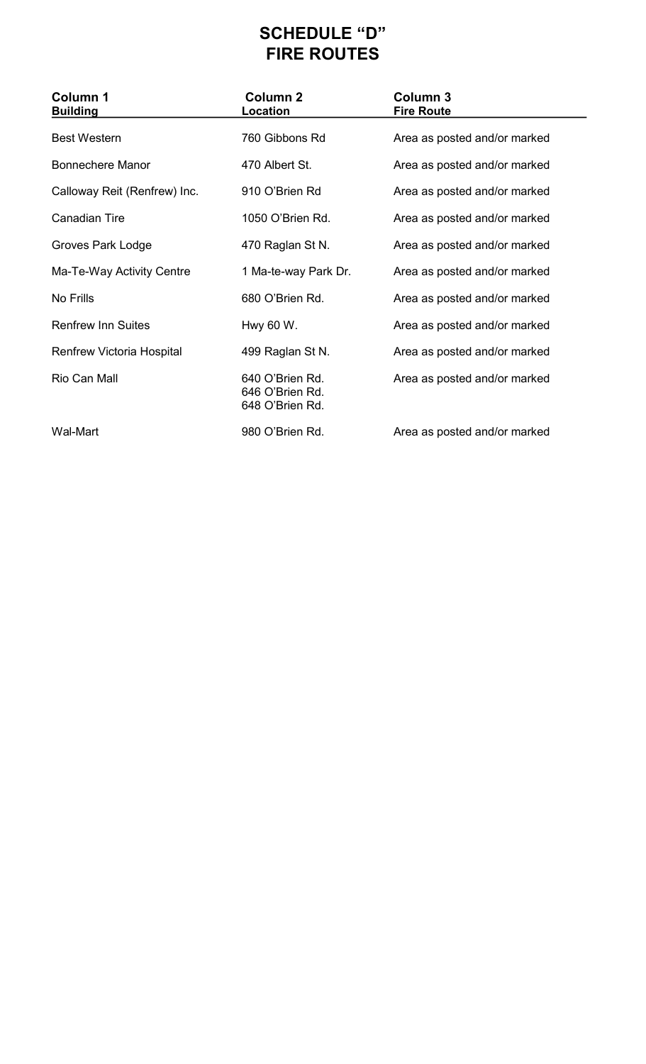# SCHEDULE "D"
# FIRE ROUTES

| Column 1<br>Building | Column 2<br>Location | Column 3<br>Fire Route |
|---|---|---|
| Best Western | 760 Gibbons Rd | Area as posted and/or marked |
| Bonnechere Manor | 470 Albert St. | Area as posted and/or marked |
| Calloway Reit (Renfrew) Inc. | 910 O'Brien Rd | Area as posted and/or marked |
| Canadian Tire | 1050 O'Brien Rd. | Area as posted and/or marked |
| Groves Park Lodge | 470 Raglan St N. | Area as posted and/or marked |
| Ma-Te-Way Activity Centre | 1 Ma-te-way Park Dr. | Area as posted and/or marked |
| No Frills | 680 O'Brien Rd. | Area as posted and/or marked |
| Renfrew Inn Suites | Hwy 60 W. | Area as posted and/or marked |
| Renfrew Victoria Hospital | 499 Raglan St N. | Area as posted and/or marked |
| Rio Can Mall | 640 O'Brien Rd.<br>646 O'Brien Rd.<br>648 O'Brien Rd. | Area as posted and/or marked |
| Wal-Mart | 980 O'Brien Rd. | Area as posted and/or marked |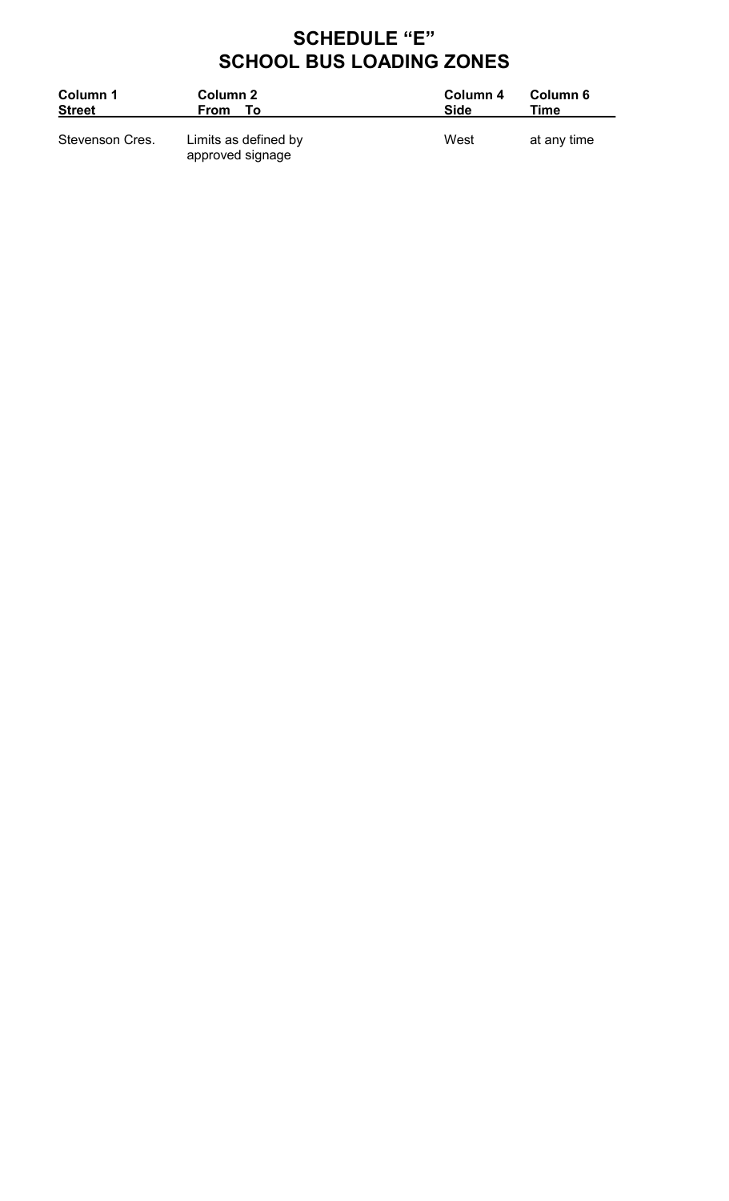# SCHEDULE "E"
# SCHOOL BUS LOADING ZONES

| Column 1<br>Street | Column 2<br>From To | Column 4<br>Side | Column 6<br>Time |
|---|---|---|---|
| Stevenson Cres. | Limits as defined by approved signage | West | at any time |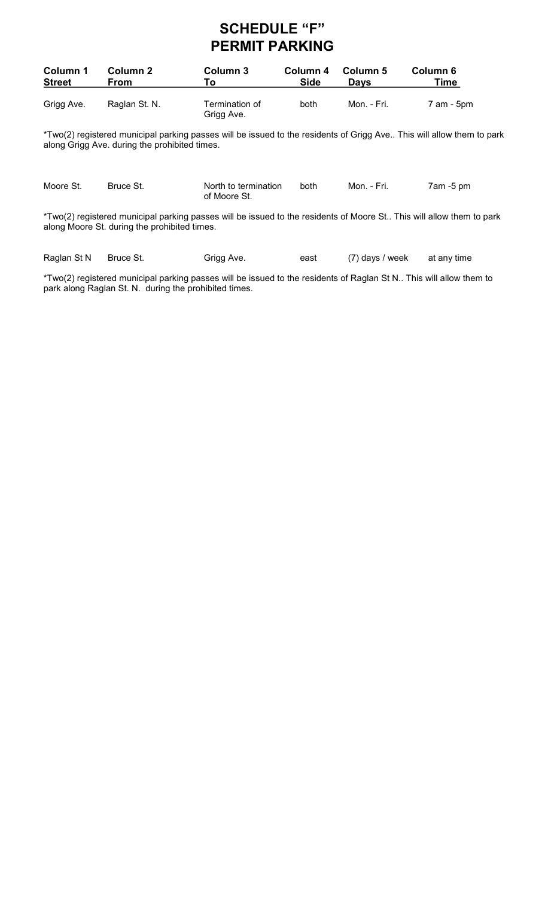# SCHEDULE "F"
# PERMIT PARKING

| Column 1 Street | Column 2 From | Column 3 To | Column 4 Side | Column 5 Days | Column 6 Time |
|---|---|---|---|---|---|
| Grigg Ave. | Raglan St. N. | Termination of Grigg Ave. | both | Mon. - Fri. | 7 am - 5pm |

*Two(2) registered municipal parking passes will be issued to the residents of Grigg Ave.. This will allow them to park along Grigg Ave. during the prohibited times.

| Column 1 Street | Column 2 From | Column 3 To | Column 4 Side | Column 5 Days | Column 6 Time |
|---|---|---|---|---|---|
| Moore St. | Bruce St. | North to termination of Moore St. | both | Mon. - Fri. | 7am -5 pm |

*Two(2) registered municipal parking passes will be issued to the residents of Moore St.. This will allow them to park along Moore St. during the prohibited times.

| Column 1 Street | Column 2 From | Column 3 To | Column 4 Side | Column 5 Days | Column 6 Time |
|---|---|---|---|---|---|
| Raglan St N | Bruce St. | Grigg Ave. | east | (7) days / week | at any time |

*Two(2) registered municipal parking passes will be issued to the residents of Raglan St N.. This will allow them to park along Raglan St. N. during the prohibited times.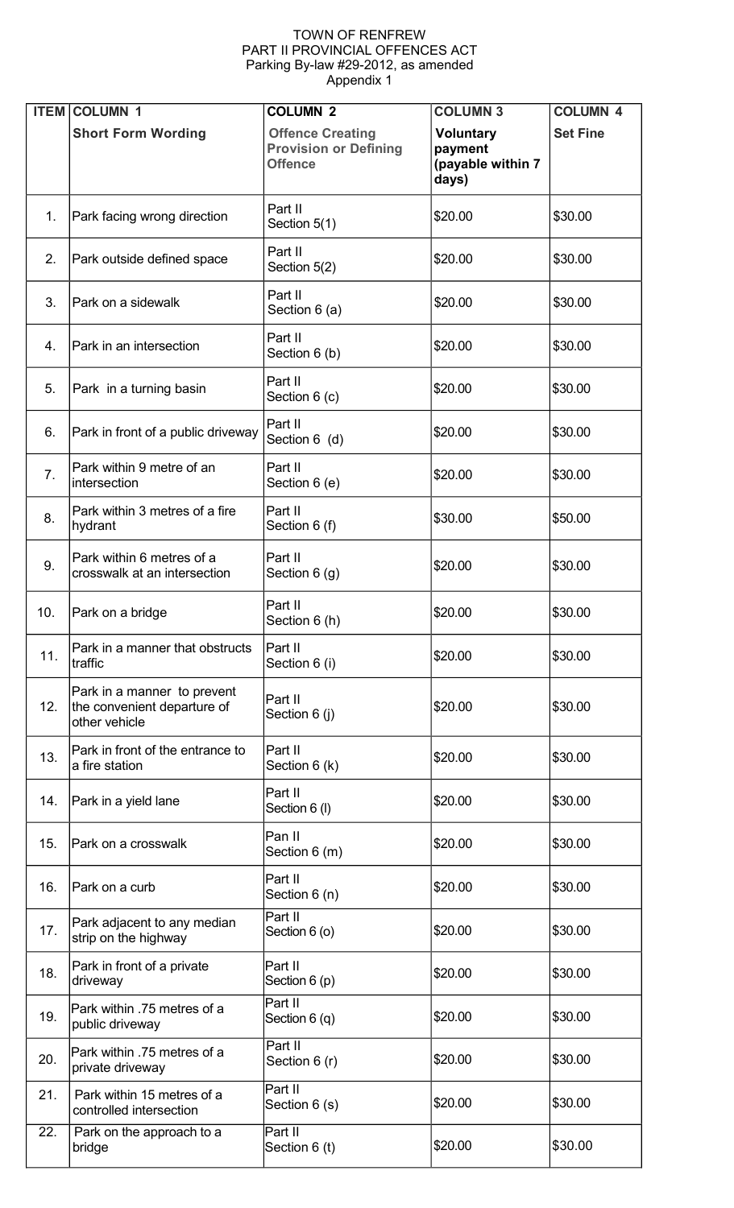TOWN OF RENFREW
PART II PROVINCIAL OFFENCES ACT
Parking By-law #29-2012, as amended
Appendix 1

| ITEM | COLUMN 1 **Short Form Wording** | COLUMN 2 **Offence Creating Provision or Defining Offence** | COLUMN 3 **Voluntary payment (payable within 7 days)** | COLUMN 4 **Set Fine** |
|---|---|---|---|---|
| 1. | Park facing wrong direction | Part II Section 5(1) | $20.00 | $30.00 |
| 2. | Park outside defined space | Part II Section 5(2) | $20.00 | $30.00 |
| 3. | Park on a sidewalk | Part II Section 6 (a) | $20.00 | $30.00 |
| 4. | Park in an intersection | Part II Section 6 (b) | $20.00 | $30.00 |
| 5. | Park in a turning basin | Part II Section 6 (c) | $20.00 | $30.00 |
| 6. | Park in front of a public driveway | Part II Section 6 (d) | $20.00 | $30.00 |
| 7. | Park within 9 metre of an intersection | Part II Section 6 (e) | $20.00 | $30.00 |
| 8. | Park within 3 metres of a fire hydrant | Part II Section 6 (f) | $30.00 | $50.00 |
| 9. | Park within 6 metres of a crosswalk at an intersection | Part II Section 6 (g) | $20.00 | $30.00 |
| 10. | Park on a bridge | Part II Section 6 (h) | $20.00 | $30.00 |
| 11. | Park in a manner that obstructs traffic | Part II Section 6 (i) | $20.00 | $30.00 |
| 12. | Park in a manner to prevent the convenient departure of other vehicle | Part II Section 6 (j) | $20.00 | $30.00 |
| 13. | Park in front of the entrance to a fire station | Part II Section 6 (k) | $20.00 | $30.00 |
| 14. | Park in a yield lane | Part II Section 6 (l) | $20.00 | $30.00 |
| 15. | Park on a crosswalk | Pan II Section 6 (m) | $20.00 | $30.00 |
| 16. | Park on a curb | Part II Section 6 (n) | $20.00 | $30.00 |
| 17. | Park adjacent to any median strip on the highway | Part II Section 6 (o) | $20.00 | $30.00 |
| 18. | Park in front of a private driveway | Part II Section 6 (p) | $20.00 | $30.00 |
| 19. | Park within .75 metres of a public driveway | Part II Section 6 (q) | $20.00 | $30.00 |
| 20. | Park within .75 metres of a private driveway | Part II Section 6 (r) | $20.00 | $30.00 |
| 21. | Park within 15 metres of a controlled intersection | Part II Section 6 (s) | $20.00 | $30.00 |
| 22. | Park on the approach to a bridge | Part II Section 6 (t) | $20.00 | $30.00 |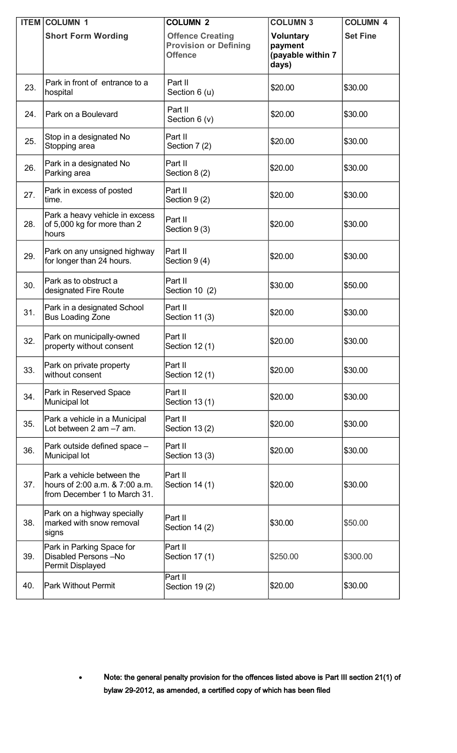| ITEM | COLUMN 1<br>**Short Form Wording** | COLUMN 2<br>**Offence Creating Provision or Defining Offence** | COLUMN 3<br>**Voluntary payment (payable within 7 days)** | COLUMN 4<br>**Set Fine** |
|---|---|---|---|---|
| 23. | Park in front of entrance to a hospital | Part II Section 6 (u) | $20.00 | $30.00 |
| 24. | Park on a Boulevard | Part II Section 6 (v) | $20.00 | $30.00 |
| 25. | Stop in a designated No Stopping area | Part II Section 7 (2) | $20.00 | $30.00 |
| 26. | Park in a designated No Parking area | Part II Section 8 (2) | $20.00 | $30.00 |
| 27. | Park in excess of posted time. | Part II Section 9 (2) | $20.00 | $30.00 |
| 28. | Park a heavy vehicle in excess of 5,000 kg for more than 2 hours | Part II Section 9 (3) | $20.00 | $30.00 |
| 29. | Park on any unsigned highway for longer than 24 hours. | Part II Section 9 (4) | $20.00 | $30.00 |
| 30. | Park as to obstruct a designated Fire Route | Part II Section 10 (2) | $30.00 | $50.00 |
| 31. | Park in a designated School Bus Loading Zone | Part II Section 11 (3) | $20.00 | $30.00 |
| 32. | Park on municipally-owned property without consent | Part II Section 12 (1) | $20.00 | $30.00 |
| 33. | Park on private property without consent | Part II Section 12 (1) | $20.00 | $30.00 |
| 34. | Park in Reserved Space Municipal lot | Part II Section 13 (1) | $20.00 | $30.00 |
| 35. | Park a vehicle in a Municipal Lot between 2 am –7 am. | Part II Section 13 (2) | $20.00 | $30.00 |
| 36. | Park outside defined space – Municipal lot | Part II Section 13 (3) | $20.00 | $30.00 |
| 37. | Park a vehicle between the hours of 2:00 a.m. & 7:00 a.m. from December 1 to March 31. | Part II Section 14 (1) | $20.00 | $30.00 |
| 38. | Park on a highway specially marked with snow removal signs | Part II Section 14 (2) | $30.00 | $50.00 |
| 39. | Park in Parking Space for Disabled Persons –No Permit Displayed | Part II Section 17 (1) | $250.00 | $300.00 |
| 40. | Park Without Permit | Part II Section 19 (2) | $20.00 | $30.00 |

- **Note: the general penalty provision for the offences listed above is Part III section 21(1) of bylaw 29-2012, as amended, a certified copy of which has been filed**